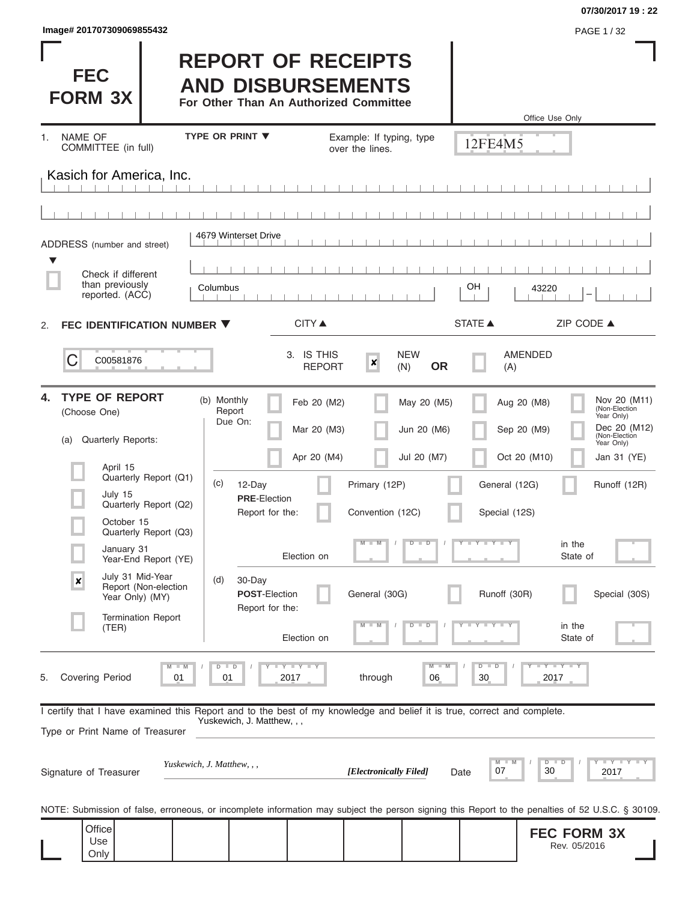Image# 201707309069855432

# FEC FORM 3X

## REPORT OF RECEIPTS AND DISBURSEMENTS

**For Other Than An Authorized Committee**

Office Use Only

12FE4M5

1. NAME OF COMMITTEE (in full) — TYPE OR PRINT ▼ — Example: If typing, type over the lines.

Kasich for America, Inc.

ADDRESS (number and street): 4679 Winterset Drive

☐ Check if different than previously reported. (ACC)

| CITY ▲ | STATE ▲ | ZIP CODE ▲ |
|---|---|---|
| Columbus | OH | 43220 |

2. **FEC IDENTIFICATION NUMBER ▼**

C00581876

3. IS THIS REPORT: ☒ NEW (N) **OR** ☐ AMENDED (A)

4. **TYPE OF REPORT** (Choose One)

(a) Quarterly Reports:

- ☐ April 15 Quarterly Report (Q1)
- ☐ July 15 Quarterly Report (Q2)
- ☐ October 15 Quarterly Report (Q3)
- ☐ January 31 Year-End Report (YE)
- ☒ July 31 Mid-Year Report (Non-election Year Only) (MY)
- ☐ Termination Report (TER)

(b) Monthly Report Due On:

| | | | |
|---|---|---|---|
| ☐ Feb 20 (M2) | ☐ May 20 (M5) | ☐ Aug 20 (M8) | ☐ Nov 20 (M11) (Non-Election Year Only) |
| ☐ Mar 20 (M3) | ☐ Jun 20 (M6) | ☐ Sep 20 (M9) | ☐ Dec 20 (M12) (Non-Election Year Only) |
| ☐ Apr 20 (M4) | ☐ Jul 20 (M7) | ☐ Oct 20 (M10) | ☐ Jan 31 (YE) |

(c) 12-Day **PRE**-Election Report for the: ☐ Primary (12P) ☐ General (12G) ☐ Runoff (12R) ☐ Convention (12C) ☐ Special (12S)

Election on MM / DD / YYYY in the State of ____

(d) 30-Day **POST**-Election Report for the: ☐ General (30G) ☐ Runoff (30R) ☐ Special (30S)

Election on MM / DD / YYYY in the State of ____

5. Covering Period 01 / 01 / 2017 through 06 / 30 / 2017

I certify that I have examined this Report and to the best of my knowledge and belief it is true, correct and complete.

Type or Print Name of Treasurer: Yuskewich, J. Matthew, , ,

Signature of Treasurer: *Yuskewich, J. Matthew, , ,* ***[Electronically Filed]*** Date 07 / 30 / 2017

NOTE: Submission of false, erroneous, or incomplete information may subject the person signing this Report to the penalties of 52 U.S.C. § 30109.

Office Use Only

**FEC FORM 3X** Rev. 05/2016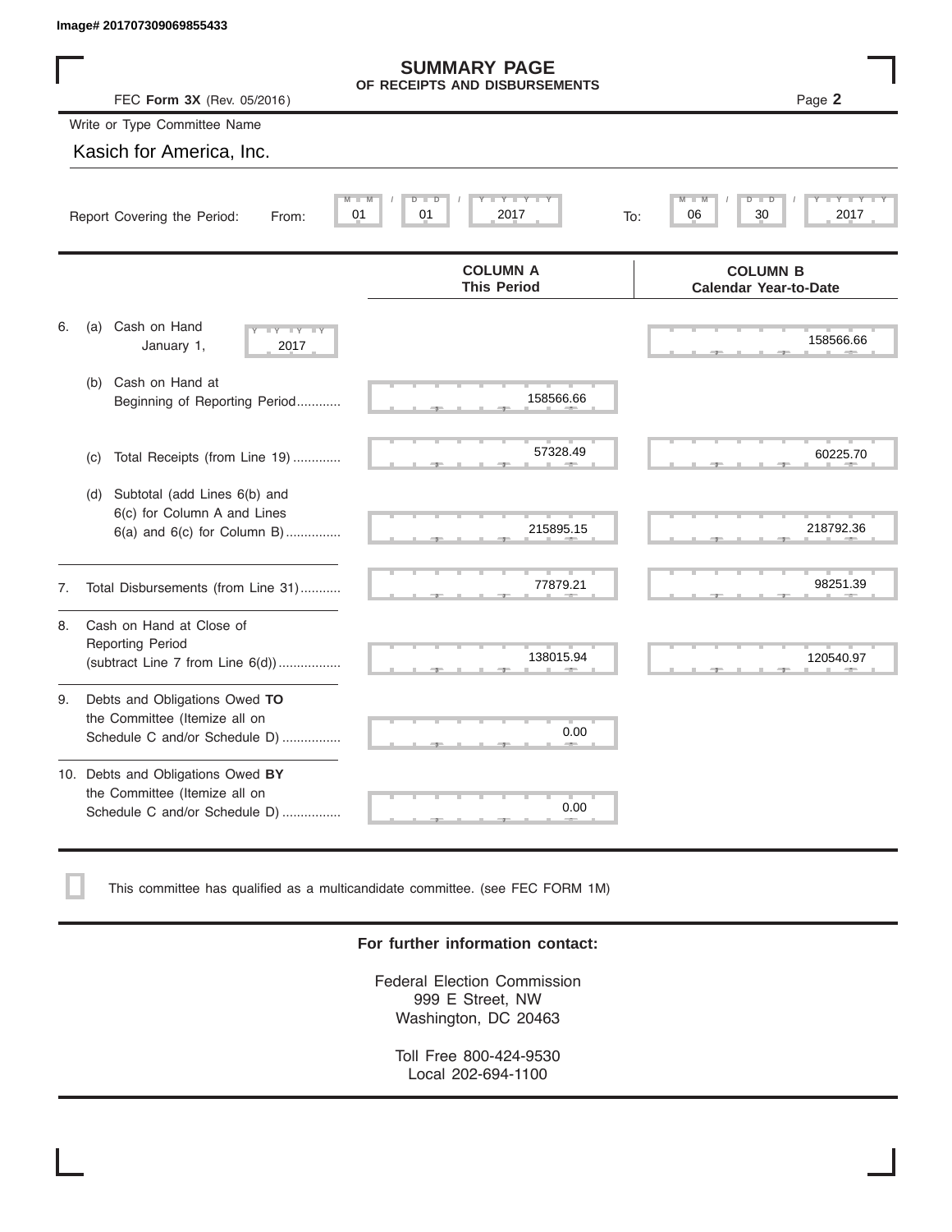Image# 201707309069855433

# SUMMARY PAGE
## OF RECEIPTS AND DISBURSEMENTS

FEC **Form 3X** (Rev. 05/2016) Page **2**

Write or Type Committee Name

Kasich for America, Inc.

Report Covering the Period: From: 01 / 01 / 2017 To: 06 / 30 / 2017

| | COLUMN A This Period | COLUMN B Calendar Year-to-Date |
|---|---|---|
| 6. (a) Cash on Hand January 1, 2017 | | 158566.66 |
| (b) Cash on Hand at Beginning of Reporting Period | 158566.66 | |
| (c) Total Receipts (from Line 19) | 57328.49 | 60225.70 |
| (d) Subtotal (add Lines 6(b) and 6(c) for Column A and Lines 6(a) and 6(c) for Column B) | 215895.15 | 218792.36 |
| 7. Total Disbursements (from Line 31) | 77879.21 | 98251.39 |
| 8. Cash on Hand at Close of Reporting Period (subtract Line 7 from Line 6(d)) | 138015.94 | 120540.97 |
| 9. Debts and Obligations Owed **TO** the Committee (Itemize all on Schedule C and/or Schedule D) | 0.00 | |
| 10. Debts and Obligations Owed **BY** the Committee (Itemize all on Schedule C and/or Schedule D) | 0.00 | |

☐ This committee has qualified as a multicandidate committee. (see FEC FORM 1M)

**For further information contact:**

Federal Election Commission
999 E Street, NW
Washington, DC 20463

Toll Free 800-424-9530
Local 202-694-1100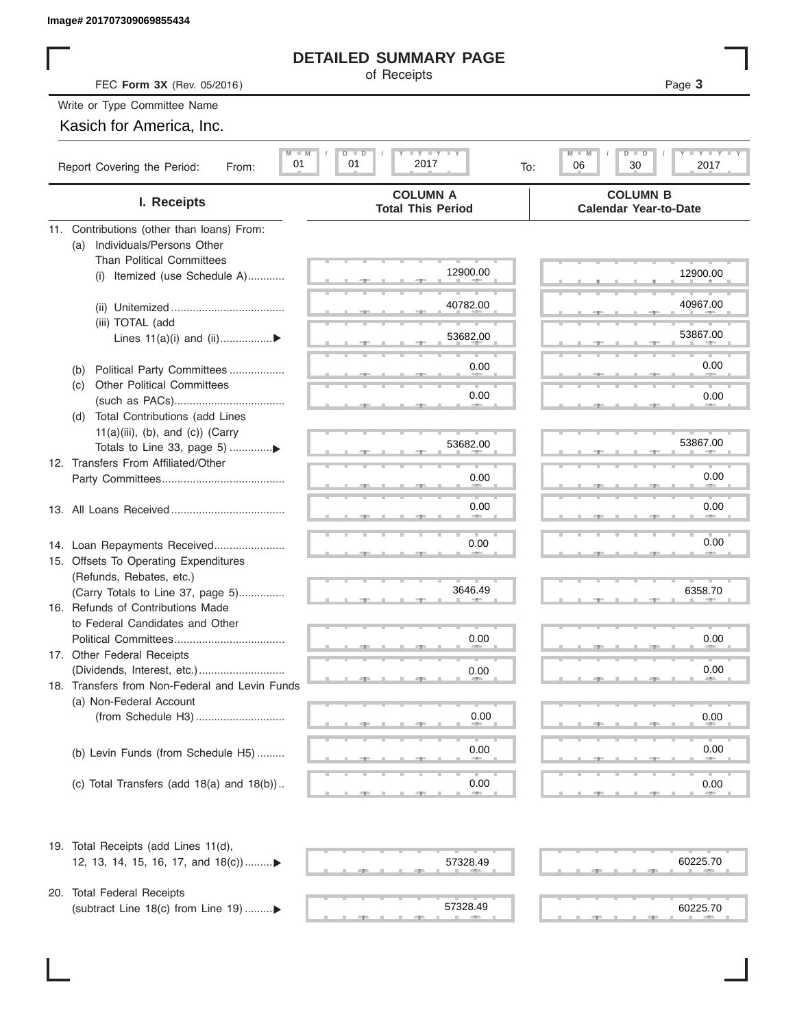Image# 201707309069855434

# DETAILED SUMMARY PAGE

of Receipts

FEC **Form 3X** (Rev. 05/2016)

Write or Type Committee Name

Kasich for America, Inc.

Report Covering the Period: From: 01 / 01 / 2017 To: 06 / 30 / 2017

| I. Receipts | COLUMN A Total This Period | COLUMN B Calendar Year-to-Date |
|---|---|---|
| 11. Contributions (other than loans) From: | | |
| (a) Individuals/Persons Other Than Political Committees | | |
| (i) Itemized (use Schedule A) | 12900.00 | 12900.00 |
| (ii) Unitemized | 40782.00 | 40967.00 |
| (iii) TOTAL (add Lines 11(a)(i) and (ii) | 53682.00 | 53867.00 |
| (b) Political Party Committees | 0.00 | 0.00 |
| (c) Other Political Committees (such as PACs) | 0.00 | 0.00 |
| (d) Total Contributions (add Lines 11(a)(iii), (b), and (c)) (Carry Totals to Line 33, page 5) | 53682.00 | 53867.00 |
| 12. Transfers From Affiliated/Other Party Committees | 0.00 | 0.00 |
| 13. All Loans Received | 0.00 | 0.00 |
| 14. Loan Repayments Received | 0.00 | 0.00 |
| 15. Offsets To Operating Expenditures (Refunds, Rebates, etc.) (Carry Totals to Line 37, page 5) | 3646.49 | 6358.70 |
| 16. Refunds of Contributions Made to Federal Candidates and Other Political Committees | 0.00 | 0.00 |
| 17. Other Federal Receipts (Dividends, Interest, etc.) | 0.00 | 0.00 |
| 18. Transfers from Non-Federal and Levin Funds | | |
| (a) Non-Federal Account (from Schedule H3) | 0.00 | 0.00 |
| (b) Levin Funds (from Schedule H5) | 0.00 | 0.00 |
| (c) Total Transfers (add 18(a) and 18(b)) | 0.00 | 0.00 |
| 19. Total Receipts (add Lines 11(d), 12, 13, 14, 15, 16, 17, and 18(c)) | 57328.49 | 60225.70 |
| 20. Total Federal Receipts (subtract Line 18(c) from Line 19) | 57328.49 | 60225.70 |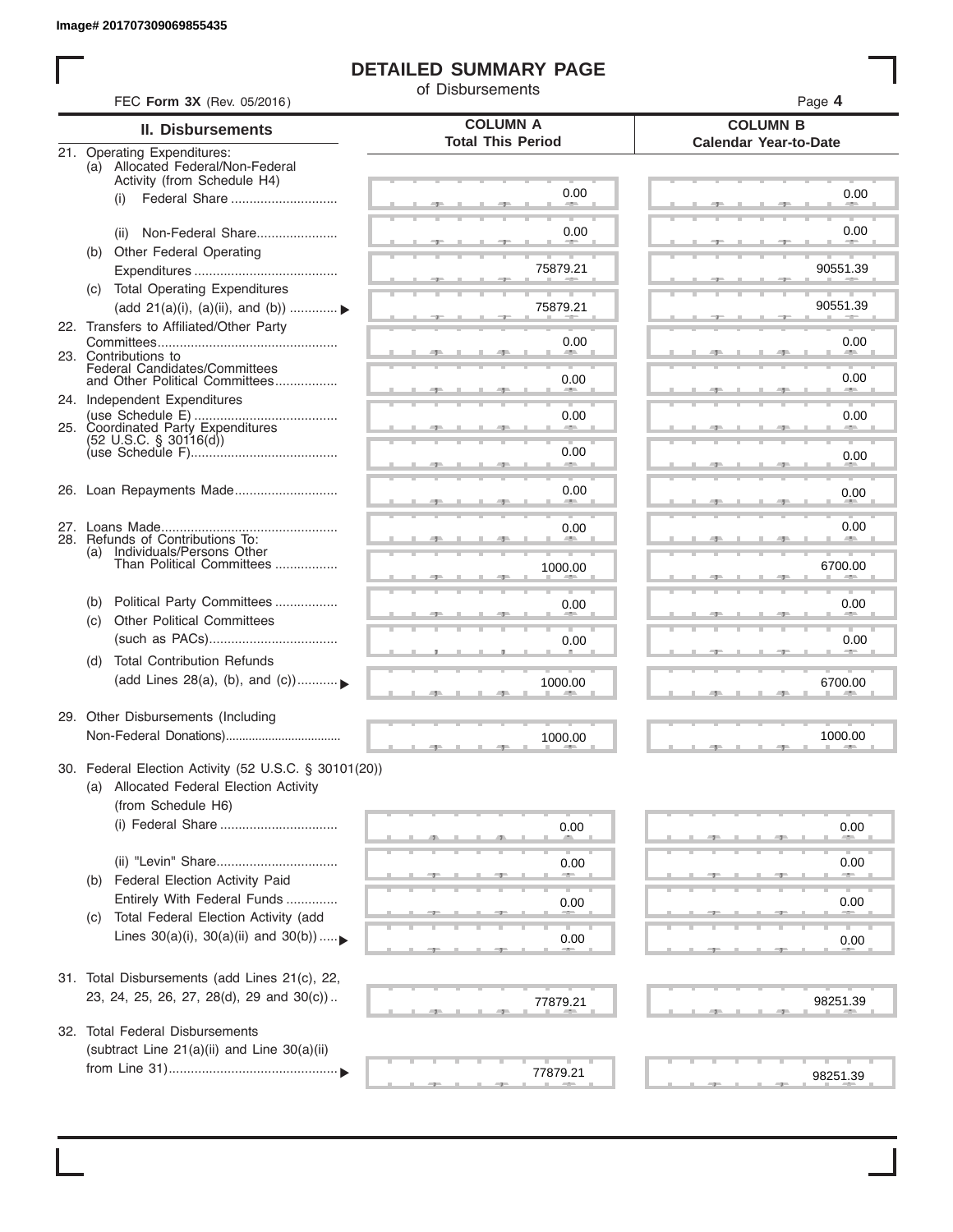Image# 201707309069855435

# DETAILED SUMMARY PAGE

of Disbursements

FEC **Form 3X** (Rev. 05/2016)

Page **4**

| II. Disbursements | COLUMN A Total This Period | COLUMN B Calendar Year-to-Date |
|---|---|---|
| 21. Operating Expenditures: (a) Allocated Federal/Non-Federal Activity (from Schedule H4) (i) Federal Share | 0.00 | 0.00 |
| (ii) Non-Federal Share | 0.00 | 0.00 |
| (b) Other Federal Operating Expenditures | 75879.21 | 90551.39 |
| (c) Total Operating Expenditures (add 21(a)(i), (a)(ii), and (b)) | 75879.21 | 90551.39 |
| 22. Transfers to Affiliated/Other Party Committees | 0.00 | 0.00 |
| 23. Contributions to Federal Candidates/Committees and Other Political Committees | 0.00 | 0.00 |
| 24. Independent Expenditures (use Schedule E) | 0.00 | 0.00 |
| 25. Coordinated Party Expenditures (52 U.S.C. § 30116(d)) (use Schedule F) | 0.00 | 0.00 |
| 26. Loan Repayments Made | 0.00 | 0.00 |
| 27. Loans Made | 0.00 | 0.00 |
| 28. Refunds of Contributions To: (a) Individuals/Persons Other Than Political Committees | 1000.00 | 6700.00 |
| (b) Political Party Committees | 0.00 | 0.00 |
| (c) Other Political Committees (such as PACs) | 0.00 | 0.00 |
| (d) Total Contribution Refunds (add Lines 28(a), (b), and (c)) | 1000.00 | 6700.00 |
| 29. Other Disbursements (Including Non-Federal Donations) | 1000.00 | 1000.00 |
| 30. Federal Election Activity (52 U.S.C. § 30101(20)) (a) Allocated Federal Election Activity (from Schedule H6) (i) Federal Share | 0.00 | 0.00 |
| (ii) "Levin" Share | 0.00 | 0.00 |
| (b) Federal Election Activity Paid Entirely With Federal Funds | 0.00 | 0.00 |
| (c) Total Federal Election Activity (add Lines 30(a)(i), 30(a)(ii) and 30(b)) | 0.00 | 0.00 |
| 31. Total Disbursements (add Lines 21(c), 22, 23, 24, 25, 26, 27, 28(d), 29 and 30(c)) | 77879.21 | 98251.39 |
| 32. Total Federal Disbursements (subtract Line 21(a)(ii) and Line 30(a)(ii) from Line 31) | 77879.21 | 98251.39 |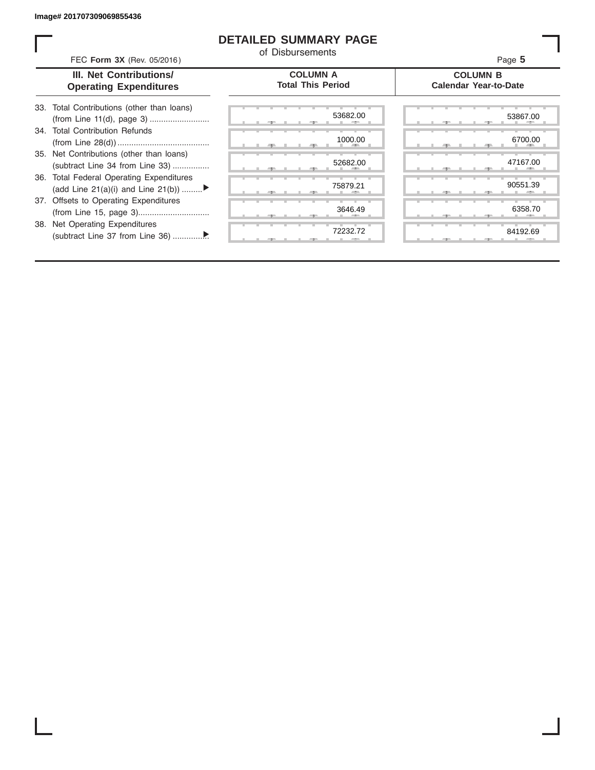# DETAILED SUMMARY PAGE

of Disbursements

FEC **Form 3X** (Rev. 05/2016)

| III. Net Contributions/ Operating Expenditures | COLUMN A Total This Period | COLUMN B Calendar Year-to-Date |
|---|---|---|
| 33. Total Contributions (other than loans) (from Line 11(d), page 3) .......................... | 53682.00 | 53867.00 |
| 34. Total Contribution Refunds (from Line 28(d)) ........................................ | 1000.00 | 6700.00 |
| 35. Net Contributions (other than loans) (subtract Line 34 from Line 33) ................ | 52682.00 | 47167.00 |
| 36. Total Federal Operating Expenditures (add Line 21(a)(i) and Line 21(b)) .........▶ | 75879.21 | 90551.39 |
| 37. Offsets to Operating Expenditures (from Line 15, page 3)............................... | 3646.49 | 6358.70 |
| 38. Net Operating Expenditures (subtract Line 37 from Line 36) ..............▶ | 72232.72 | 84192.69 |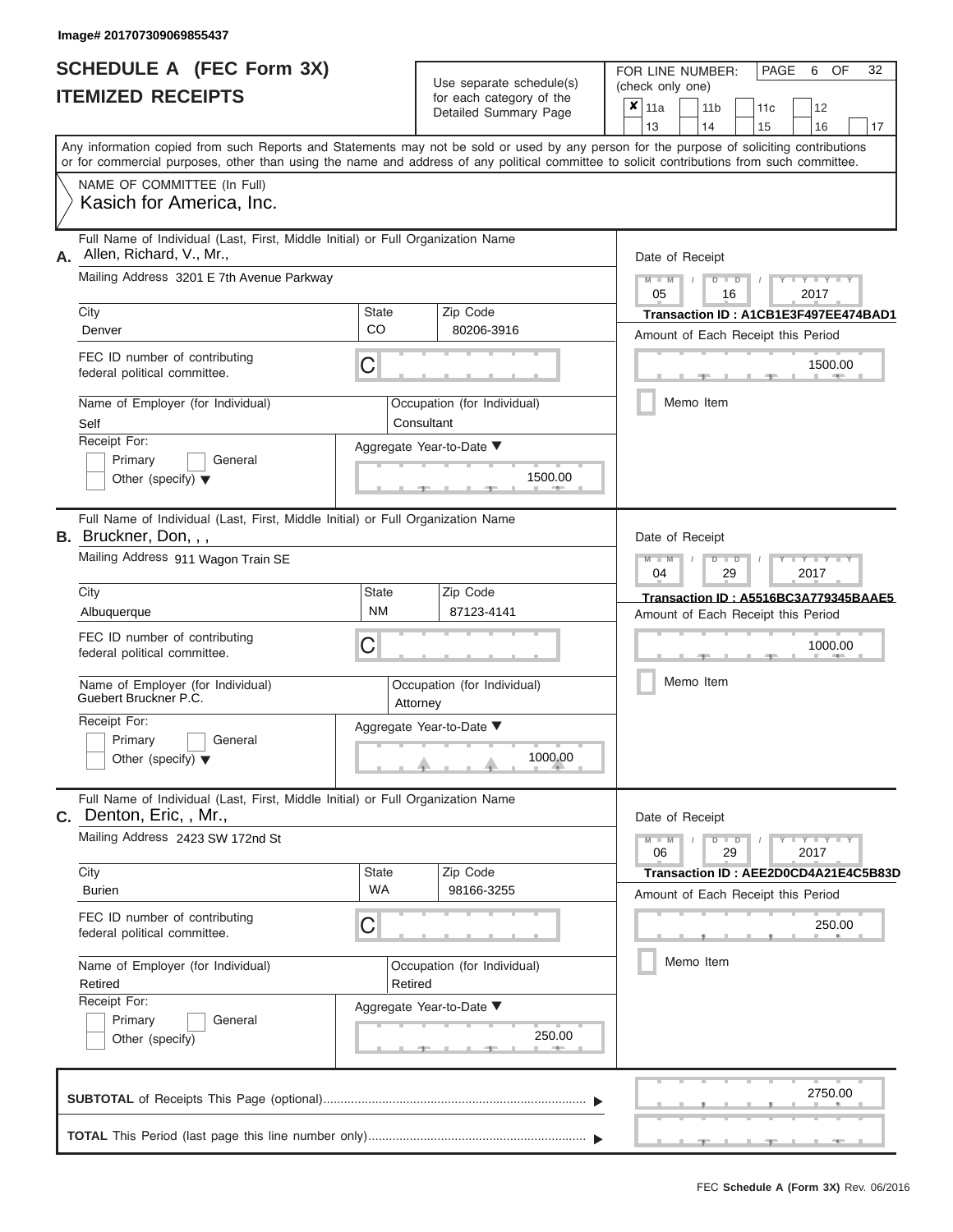Image# 201707309069855437

# SCHEDULE A (FEC Form 3X)
## ITEMIZED RECEIPTS

Use separate schedule(s) for each category of the Detailed Summary Page

FOR LINE NUMBER: (check only one)

- [x] 11a
- [ ] 11b
- [ ] 11c
- [ ] 12
- [ ] 13
- [ ] 14
- [ ] 15
- [ ] 16
- [ ] 17

PAGE 6 OF 32

Any information copied from such Reports and Statements may not be sold or used by any person for the purpose of soliciting contributions or for commercial purposes, other than using the name and address of any political committee to solicit contributions from such committee.

NAME OF COMMITTEE (In Full)
Kasich for America, Inc.

---

**A.** Full Name of Individual (Last, First, Middle Initial) or Full Organization Name
Allen, Richard, V., Mr.,

Mailing Address: 3201 E 7th Avenue Parkway

| City | State | Zip Code |
|---|---|---|
| Denver | CO | 80206-3916 |

FEC ID number of contributing federal political committee: C

Name of Employer (for Individual): Self
Occupation (for Individual): Consultant

Receipt For: Primary / General / Other (specify)

Aggregate Year-to-Date: 1500.00

Date of Receipt: 05 / 16 / 2017
Transaction ID : A1CB1E3F497EE474BAD1
Amount of Each Receipt this Period: 1500.00
Memo Item

---

**B.** Full Name of Individual (Last, First, Middle Initial) or Full Organization Name
Bruckner, Don, , ,

Mailing Address: 911 Wagon Train SE

| City | State | Zip Code |
|---|---|---|
| Albuquerque | NM | 87123-4141 |

FEC ID number of contributing federal political committee: C

Name of Employer (for Individual): Guebert Bruckner P.C.
Occupation (for Individual): Attorney

Receipt For: Primary / General / Other (specify)

Aggregate Year-to-Date: 1000.00

Date of Receipt: 04 / 29 / 2017
Transaction ID : A5516BC3A779345BAAE5
Amount of Each Receipt this Period: 1000.00
Memo Item

---

**C.** Full Name of Individual (Last, First, Middle Initial) or Full Organization Name
Denton, Eric, , Mr.,

Mailing Address: 2423 SW 172nd St

| City | State | Zip Code |
|---|---|---|
| Burien | WA | 98166-3255 |

FEC ID number of contributing federal political committee: C

Name of Employer (for Individual): Retired
Occupation (for Individual): Retired

Receipt For: Primary / General / Other (specify)

Aggregate Year-to-Date: 250.00

Date of Receipt: 06 / 29 / 2017
Transaction ID : AEE2D0CD4A21E4C5B83D
Amount of Each Receipt this Period: 250.00
Memo Item

---

**SUBTOTAL** of Receipts This Page (optional): 2750.00

**TOTAL** This Period (last page this line number only):

FEC Schedule A (Form 3X) Rev. 06/2016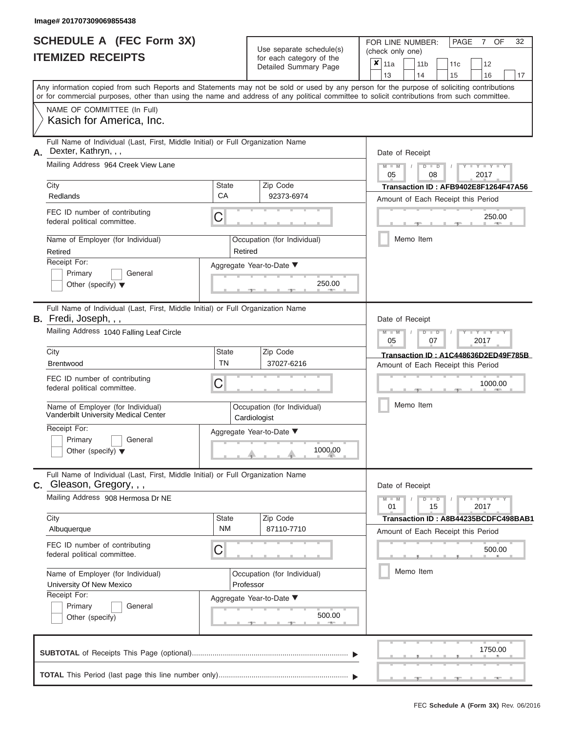Image# 201707309069855438

# SCHEDULE A (FEC Form 3X)
## ITEMIZED RECEIPTS

Use separate schedule(s) for each category of the Detailed Summary Page

FOR LINE NUMBER: (check only one)

- [x] 11a
- [ ] 11b
- [ ] 11c
- [ ] 12
- [ ] 13
- [ ] 14
- [ ] 15
- [ ] 16
- [ ] 17

PAGE 7 OF 32

Any information copied from such Reports and Statements may not be sold or used by any person for the purpose of soliciting contributions or for commercial purposes, other than using the name and address of any political committee to solicit contributions from such committee.

NAME OF COMMITTEE (In Full)
Kasich for America, Inc.

---

**A.** Full Name of Individual (Last, First, Middle Initial) or Full Organization Name: Dexter, Kathryn, , ,

Mailing Address: 964 Creek View Lane

| City | State | Zip Code |
|---|---|---|
| Redlands | CA | 92373-6974 |

FEC ID number of contributing federal political committee: C

Name of Employer (for Individual): Retired

Occupation (for Individual): Retired

Receipt For: [ ] Primary [ ] General [ ] Other (specify)

Aggregate Year-to-Date: 250.00

Date of Receipt: 05 / 08 / 2017

Transaction ID : AFB9402E8F1264F47A56

Amount of Each Receipt this Period: 250.00

[ ] Memo Item

---

**B.** Full Name of Individual (Last, First, Middle Initial) or Full Organization Name: Fredi, Joseph, , ,

Mailing Address: 1040 Falling Leaf Circle

| City | State | Zip Code |
|---|---|---|
| Brentwood | TN | 37027-6216 |

FEC ID number of contributing federal political committee: C

Name of Employer (for Individual): Vanderbilt University Medical Center

Occupation (for Individual): Cardiologist

Receipt For: [ ] Primary [ ] General [ ] Other (specify)

Aggregate Year-to-Date: 1000.00

Date of Receipt: 05 / 07 / 2017

Transaction ID : A1C448636D2ED49F785B

Amount of Each Receipt this Period: 1000.00

[ ] Memo Item

---

**C.** Full Name of Individual (Last, First, Middle Initial) or Full Organization Name: Gleason, Gregory, , ,

Mailing Address: 908 Hermosa Dr NE

| City | State | Zip Code |
|---|---|---|
| Albuquerque | NM | 87110-7710 |

FEC ID number of contributing federal political committee: C

Name of Employer (for Individual): University Of New Mexico

Occupation (for Individual): Professor

Receipt For: [ ] Primary [ ] General [ ] Other (specify)

Aggregate Year-to-Date: 500.00

Date of Receipt: 01 / 15 / 2017

Transaction ID : A8B44235BCDFC498BAB1

Amount of Each Receipt this Period: 500.00

[ ] Memo Item

---

**SUBTOTAL** of Receipts This Page (optional): 1750.00

**TOTAL** This Period (last page this line number only):

FEC Schedule A (Form 3X) Rev. 06/2016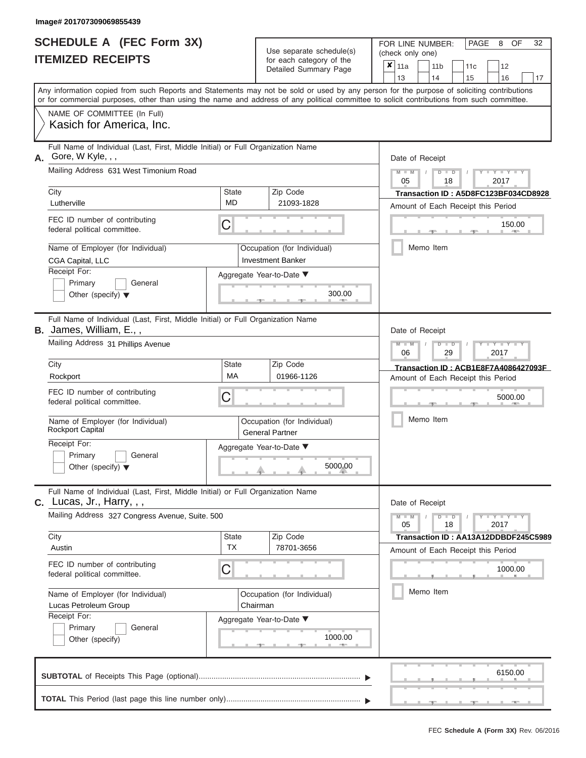Image# 201707309069855439

# SCHEDULE A (FEC Form 3X)
## ITEMIZED RECEIPTS

Use separate schedule(s) for each category of the Detailed Summary Page

FOR LINE NUMBER: (check only one)

- [x] 11a
- [ ] 11b
- [ ] 11c
- [ ] 12
- [ ] 13
- [ ] 14
- [ ] 15
- [ ] 16
- [ ] 17

Any information copied from such Reports and Statements may not be sold or used by any person for the purpose of soliciting contributions or for commercial purposes, other than using the name and address of any political committee to solicit contributions from such committee.

NAME OF COMMITTEE (In Full)
Kasich for America, Inc.

---

**A.** Full Name of Individual (Last, First, Middle Initial) or Full Organization Name: Gore, W Kyle, , ,

Mailing Address: 631 West Timonium Road

City: Lutherville | State: MD | Zip Code: 21093-1828

FEC ID number of contributing federal political committee: C

Name of Employer (for Individual): CGA Capital, LLC

Occupation (for Individual): Investment Banker

Receipt For: Primary [ ] General [ ] Other (specify) [ ]

Aggregate Year-to-Date: 300.00

Date of Receipt: 05 / 18 / 2017

Transaction ID : A5D8FC123BF034CD8928

Amount of Each Receipt this Period: 150.00

Memo Item [ ]

---

**B.** Full Name of Individual (Last, First, Middle Initial) or Full Organization Name: James, William, E., ,

Mailing Address: 31 Phillips Avenue

City: Rockport | State: MA | Zip Code: 01966-1126

FEC ID number of contributing federal political committee: C

Name of Employer (for Individual): Rockport Capital

Occupation (for Individual): General Partner

Receipt For: Primary [ ] General [ ] Other (specify) [ ]

Aggregate Year-to-Date: 5000.00

Date of Receipt: 06 / 29 / 2017

Transaction ID : ACB1E8F7A4086427093F

Amount of Each Receipt this Period: 5000.00

Memo Item [ ]

---

**C.** Full Name of Individual (Last, First, Middle Initial) or Full Organization Name: Lucas, Jr., Harry, , ,

Mailing Address: 327 Congress Avenue, Suite. 500

City: Austin | State: TX | Zip Code: 78701-3656

FEC ID number of contributing federal political committee: C

Name of Employer (for Individual): Lucas Petroleum Group

Occupation (for Individual): Chairman

Receipt For: Primary [ ] General [ ] Other (specify) [ ]

Aggregate Year-to-Date: 1000.00

Date of Receipt: 05 / 18 / 2017

Transaction ID : AA13A12DDBDF245C5989

Amount of Each Receipt this Period: 1000.00

Memo Item [ ]

---

**SUBTOTAL** of Receipts This Page (optional): 6150.00

**TOTAL** This Period (last page this line number only):

FEC **Schedule A (Form 3X)** Rev. 06/2016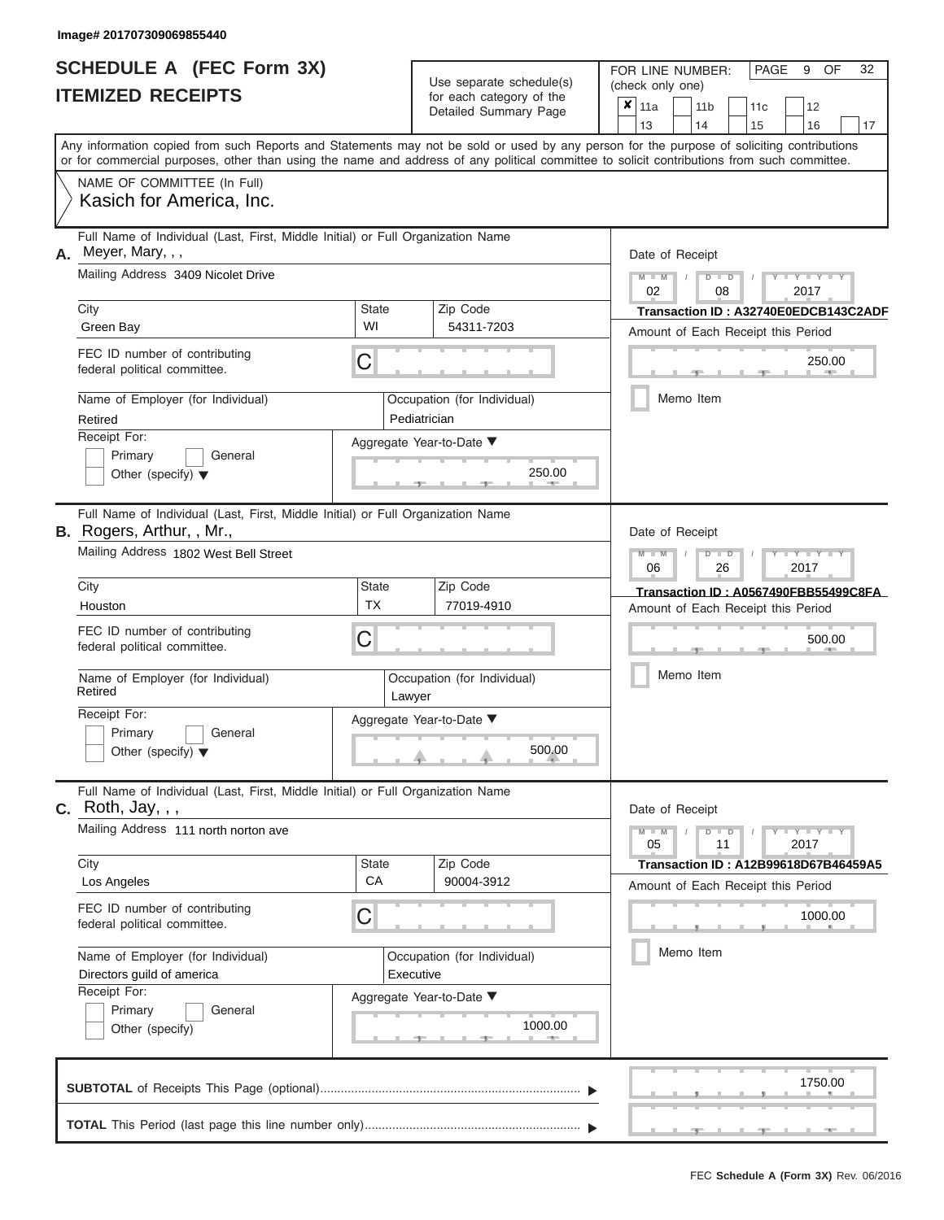Image# 201707309069855440

# SCHEDULE A (FEC Form 3X)
# ITEMIZED RECEIPTS

Use separate schedule(s) for each category of the Detailed Summary Page

FOR LINE NUMBER: (check only one)

- [x] 11a
- [ ] 11b
- [ ] 11c
- [ ] 12
- [ ] 13
- [ ] 14
- [ ] 15
- [ ] 16
- [ ] 17

Any information copied from such Reports and Statements may not be sold or used by any person for the purpose of soliciting contributions or for commercial purposes, other than using the name and address of any political committee to solicit contributions from such committee.

NAME OF COMMITTEE (In Full)

Kasich for America, Inc.

---

**A.** Full Name of Individual (Last, First, Middle Initial) or Full Organization Name: Meyer, Mary, , ,

Mailing Address: 3409 Nicolet Drive

City: Green Bay | State: WI | Zip Code: 54311-7203

FEC ID number of contributing federal political committee: C

Name of Employer (for Individual): Retired

Occupation (for Individual): Pediatrician

Receipt For: Primary / General / Other (specify)

Aggregate Year-to-Date: 250.00

Date of Receipt: 02 / 08 / 2017

**Transaction ID : A32740E0EDCB143C2ADF**

Amount of Each Receipt this Period: 250.00

Memo Item

---

**B.** Full Name of Individual (Last, First, Middle Initial) or Full Organization Name: Rogers, Arthur, , Mr.,

Mailing Address: 1802 West Bell Street

City: Houston | State: TX | Zip Code: 77019-4910

FEC ID number of contributing federal political committee: C

Name of Employer (for Individual): Retired

Occupation (for Individual): Lawyer

Receipt For: Primary / General / Other (specify)

Aggregate Year-to-Date: 500.00

Date of Receipt: 06 / 26 / 2017

**Transaction ID : A0567490FBB55499C8FA**

Amount of Each Receipt this Period: 500.00

Memo Item

---

**C.** Full Name of Individual (Last, First, Middle Initial) or Full Organization Name: Roth, Jay, , ,

Mailing Address: 111 north norton ave

City: Los Angeles | State: CA | Zip Code: 90004-3912

FEC ID number of contributing federal political committee: C

Name of Employer (for Individual): Directors guild of america

Occupation (for Individual): Executive

Receipt For: Primary / General / Other (specify)

Aggregate Year-to-Date: 1000.00

Date of Receipt: 05 / 11 / 2017

**Transaction ID : A12B99618D67B46459A5**

Amount of Each Receipt this Period: 1000.00

Memo Item

---

**SUBTOTAL** of Receipts This Page (optional): 1750.00

**TOTAL** This Period (last page this line number only):

FEC Schedule A (Form 3X) Rev. 06/2016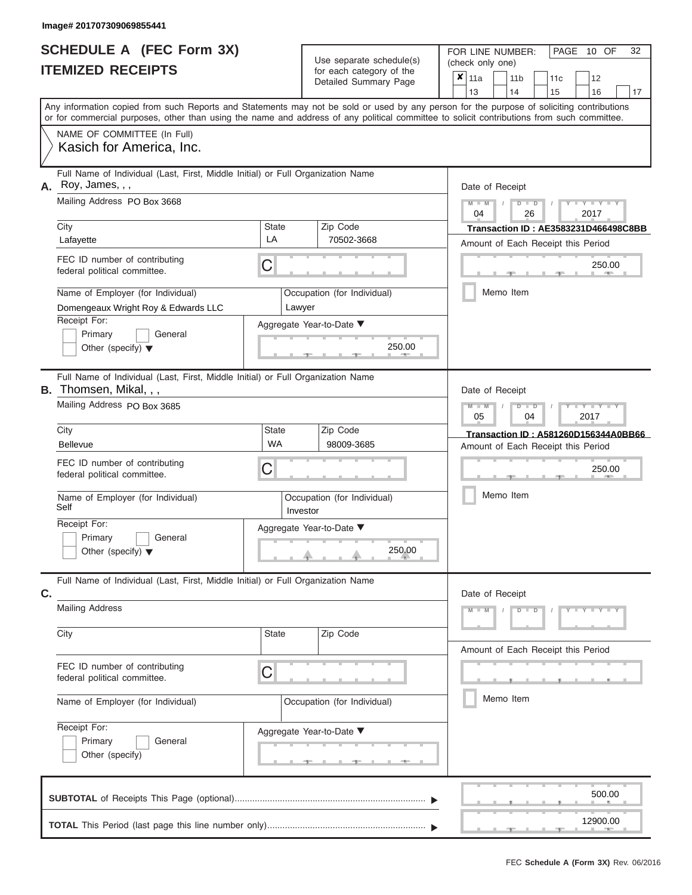Image# 201707309069855441

# SCHEDULE A (FEC Form 3X)
# ITEMIZED RECEIPTS

Use separate schedule(s) for each category of the Detailed Summary Page

FOR LINE NUMBER: (check only one)

| ✘ 11a | 11b | 11c | 12 |
|---|---|---|---|
| 13 | 14 | 15 | 16 | 17 |

PAGE 10 OF 32

Any information copied from such Reports and Statements may not be sold or used by any person for the purpose of soliciting contributions or for commercial purposes, other than using the name and address of any political committee to solicit contributions from such committee.

NAME OF COMMITTEE (In Full)
Kasich for America, Inc.

---

**A.** Full Name of Individual (Last, First, Middle Initial) or Full Organization Name: Roy, James, , ,

Mailing Address: PO Box 3668

City: Lafayette | State: LA | Zip Code: 70502-3668

FEC ID number of contributing federal political committee: C

Name of Employer (for Individual): Domengeaux Wright Roy & Edwards LLC

Occupation (for Individual): Lawyer

Receipt For: Primary / General / Other (specify)

Aggregate Year-to-Date: 250.00

Date of Receipt: 04 / 26 / 2017

Transaction ID : AE3583231D466498C8BB

Amount of Each Receipt this Period: 250.00

Memo Item

---

**B.** Full Name of Individual (Last, First, Middle Initial) or Full Organization Name: Thomsen, Mikal, , ,

Mailing Address: PO Box 3685

City: Bellevue | State: WA | Zip Code: 98009-3685

FEC ID number of contributing federal political committee: C

Name of Employer (for Individual): Self

Occupation (for Individual): Investor

Receipt For: Primary / General / Other (specify)

Aggregate Year-to-Date: 250.00

Date of Receipt: 05 / 04 / 2017

Transaction ID : A581260D156344A0BB66

Amount of Each Receipt this Period: 250.00

Memo Item

---

**C.** Full Name of Individual (Last, First, Middle Initial) or Full Organization Name:

Mailing Address:

City: | State: | Zip Code:

FEC ID number of contributing federal political committee: C

Name of Employer (for Individual): | Occupation (for Individual):

Receipt For: Primary / General / Other (specify)

Aggregate Year-to-Date:

Date of Receipt: M M / D D / Y Y Y Y

Amount of Each Receipt this Period:

Memo Item

---

**SUBTOTAL** of Receipts This Page (optional): 500.00

**TOTAL** This Period (last page this line number only): 12900.00

FEC Schedule A (Form 3X) Rev. 06/2016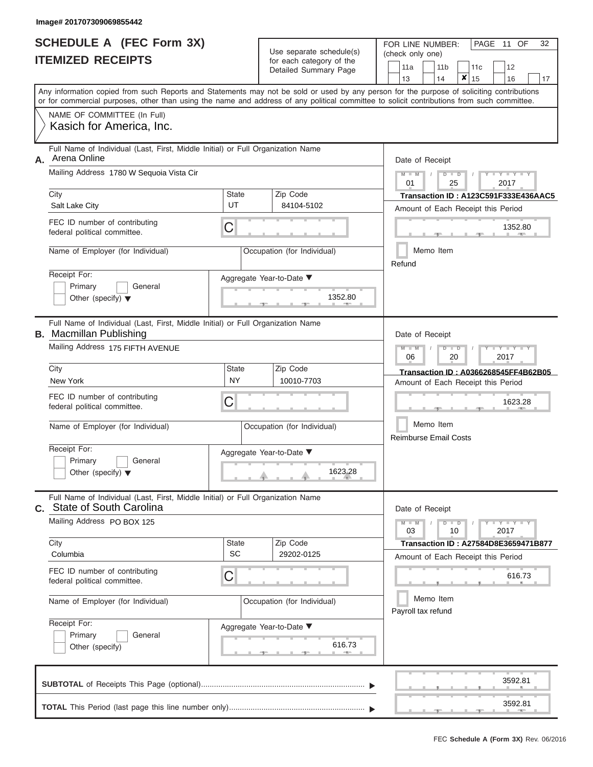Image# 201707309069855442

# SCHEDULE A (FEC Form 3X)
## ITEMIZED RECEIPTS

Use separate schedule(s) for each category of the Detailed Summary Page

FOR LINE NUMBER: (check only one)

11a | 11b | 11c | 12 | 13 | 14 | **X** 15 | 16 | 17

PAGE 11 OF 32

Any information copied from such Reports and Statements may not be sold or used by any person for the purpose of soliciting contributions or for commercial purposes, other than using the name and address of any political committee to solicit contributions from such committee.

NAME OF COMMITTEE (In Full)
Kasich for America, Inc.

---

**A.** Full Name of Individual (Last, First, Middle Initial) or Full Organization Name: Arena Online

Mailing Address: 1780 W Sequoia Vista Cir

City: Salt Lake City | State: UT | Zip Code: 84104-5102

FEC ID number of contributing federal political committee: C

Name of Employer (for Individual):

Occupation (for Individual):

Receipt For: Primary / General / Other (specify)

Aggregate Year-to-Date: 1352.80

Date of Receipt: 01 / 25 / 2017

Transaction ID : A123C591F333E436AAC5

Amount of Each Receipt this Period: 1352.80

Memo Item

Refund

---

**B.** Full Name of Individual (Last, First, Middle Initial) or Full Organization Name: Macmillan Publishing

Mailing Address: 175 FIFTH AVENUE

City: New York | State: NY | Zip Code: 10010-7703

FEC ID number of contributing federal political committee: C

Name of Employer (for Individual):

Occupation (for Individual):

Receipt For: Primary / General / Other (specify)

Aggregate Year-to-Date: 1623.28

Date of Receipt: 06 / 20 / 2017

Transaction ID : A0366268545FF4B62B05

Amount of Each Receipt this Period: 1623.28

Memo Item

Reimburse Email Costs

---

**C.** Full Name of Individual (Last, First, Middle Initial) or Full Organization Name: State of South Carolina

Mailing Address: PO BOX 125

City: Columbia | State: SC | Zip Code: 29202-0125

FEC ID number of contributing federal political committee: C

Name of Employer (for Individual):

Occupation (for Individual):

Receipt For: Primary / General / Other (specify)

Aggregate Year-to-Date: 616.73

Date of Receipt: 03 / 10 / 2017

Transaction ID : A27584D8E3659471B877

Amount of Each Receipt this Period: 616.73

Memo Item

Payroll tax refund

---

**SUBTOTAL** of Receipts This Page (optional): 3592.81

**TOTAL** This Period (last page this line number only): 3592.81

FEC **Schedule A (Form 3X)** Rev. 06/2016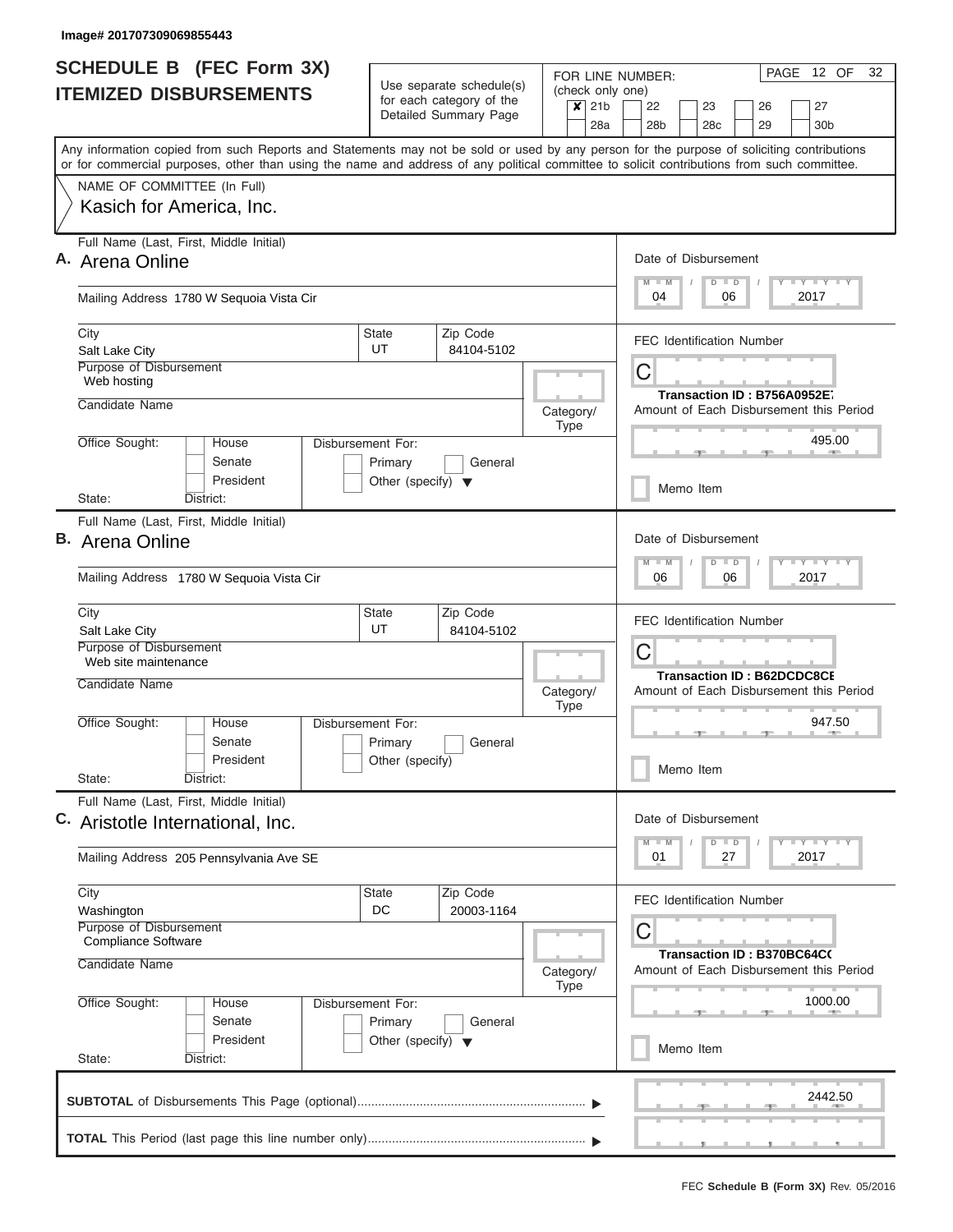Image# 201707309069855443

# SCHEDULE B (FEC Form 3X) ITEMIZED DISBURSEMENTS

Use separate schedule(s) for each category of the Detailed Summary Page

FOR LINE NUMBER: (check only one)

- [x] 21b
- [ ] 22
- [ ] 23
- [ ] 26
- [ ] 27
- [ ] 28a
- [ ] 28b
- [ ] 28c
- [ ] 29
- [ ] 30b

PAGE 12 OF 32

Any information copied from such Reports and Statements may not be sold or used by any person for the purpose of soliciting contributions or for commercial purposes, other than using the name and address of any political committee to solicit contributions from such committee.

NAME OF COMMITTEE (In Full)

Kasich for America, Inc.

---

**A.** Full Name (Last, First, Middle Initial): Arena Online

Mailing Address: 1780 W Sequoia Vista Cir

City: Salt Lake City | State: UT | Zip Code: 84104-5102

Purpose of Disbursement: Web hosting

Candidate Name:

Category/Type:

Office Sought: House / Senate / President

State: District:

Disbursement For: Primary / General / Other (specify)

Date of Disbursement: 04 / 06 / 2017

FEC Identification Number: C

Transaction ID : B756A0952E7

Amount of Each Disbursement this Period: 495.00

Memo Item

---

**B.** Full Name (Last, First, Middle Initial): Arena Online

Mailing Address: 1780 W Sequoia Vista Cir

City: Salt Lake City | State: UT | Zip Code: 84104-5102

Purpose of Disbursement: Web site maintenance

Candidate Name:

Category/Type:

Office Sought: House / Senate / President

State: District:

Disbursement For: Primary / General / Other (specify)

Date of Disbursement: 06 / 06 / 2017

FEC Identification Number: C

Transaction ID : B62DCDC8CE

Amount of Each Disbursement this Period: 947.50

Memo Item

---

**C.** Full Name (Last, First, Middle Initial): Aristotle International, Inc.

Mailing Address: 205 Pennsylvania Ave SE

City: Washington | State: DC | Zip Code: 20003-1164

Purpose of Disbursement: Compliance Software

Candidate Name:

Category/Type:

Office Sought: House / Senate / President

State: District:

Disbursement For: Primary / General / Other (specify)

Date of Disbursement: 01 / 27 / 2017

FEC Identification Number: C

Transaction ID : B370BC64C0

Amount of Each Disbursement this Period: 1000.00

Memo Item

---

**SUBTOTAL** of Disbursements This Page (optional): 2442.50

**TOTAL** This Period (last page this line number only):

FEC **Schedule B (Form 3X)** Rev. 05/2016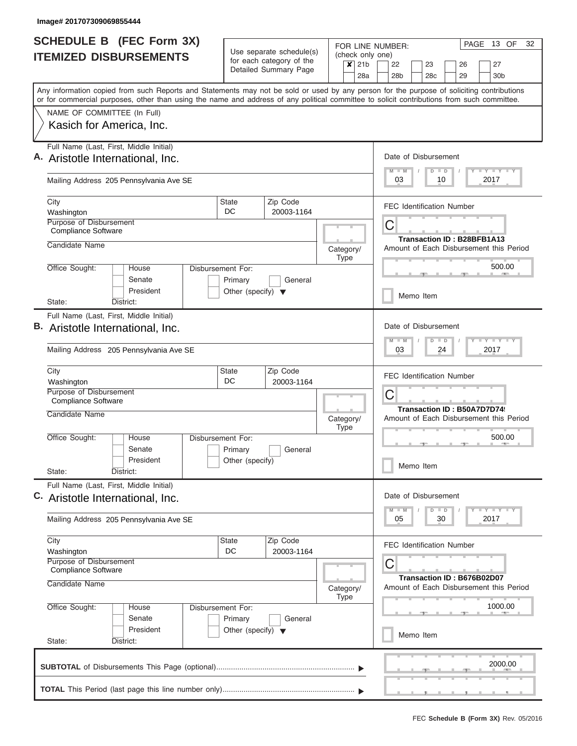Image# 201707309069855444

# SCHEDULE B (FEC Form 3X)
## ITEMIZED DISBURSEMENTS

Use separate schedule(s) for each category of the Detailed Summary Page

FOR LINE NUMBER: (check only one)
- [x] 21b
- [ ] 22
- [ ] 23
- [ ] 26
- [ ] 27
- [ ] 28a
- [ ] 28b
- [ ] 28c
- [ ] 29
- [ ] 30b

Any information copied from such Reports and Statements may not be sold or used by any person for the purpose of soliciting contributions or for commercial purposes, other than using the name and address of any political committee to solicit contributions from such committee.

NAME OF COMMITTEE (In Full)
Kasich for America, Inc.

---

**A.** Full Name (Last, First, Middle Initial): Aristotle International, Inc.

Mailing Address: 205 Pennsylvania Ave SE

City: Washington | State: DC | Zip Code: 20003-1164

Purpose of Disbursement: Compliance Software

Candidate Name:

Category/Type:

Office Sought: House / Senate / President

State: District:

Disbursement For: Primary / General / Other (specify)

Date of Disbursement: 03 / 10 / 2017

FEC Identification Number: C

Transaction ID : B28BFB1A13

Amount of Each Disbursement this Period: 500.00

Memo Item

---

**B.** Full Name (Last, First, Middle Initial): Aristotle International, Inc.

Mailing Address: 205 Pennsylvania Ave SE

City: Washington | State: DC | Zip Code: 20003-1164

Purpose of Disbursement: Compliance Software

Candidate Name:

Category/Type:

Office Sought: House / Senate / President

State: District:

Disbursement For: Primary / General / Other (specify)

Date of Disbursement: 03 / 24 / 2017

FEC Identification Number: C

Transaction ID : B50A7D7D74

Amount of Each Disbursement this Period: 500.00

Memo Item

---

**C.** Full Name (Last, First, Middle Initial): Aristotle International, Inc.

Mailing Address: 205 Pennsylvania Ave SE

City: Washington | State: DC | Zip Code: 20003-1164

Purpose of Disbursement: Compliance Software

Candidate Name:

Category/Type:

Office Sought: House / Senate / President

State: District:

Disbursement For: Primary / General / Other (specify)

Date of Disbursement: 05 / 30 / 2017

FEC Identification Number: C

Transaction ID : B676B02D07

Amount of Each Disbursement this Period: 1000.00

Memo Item

---

**SUBTOTAL** of Disbursements This Page (optional): 2000.00

**TOTAL** This Period (last page this line number only):

FEC **Schedule B (Form 3X)** Rev. 05/2016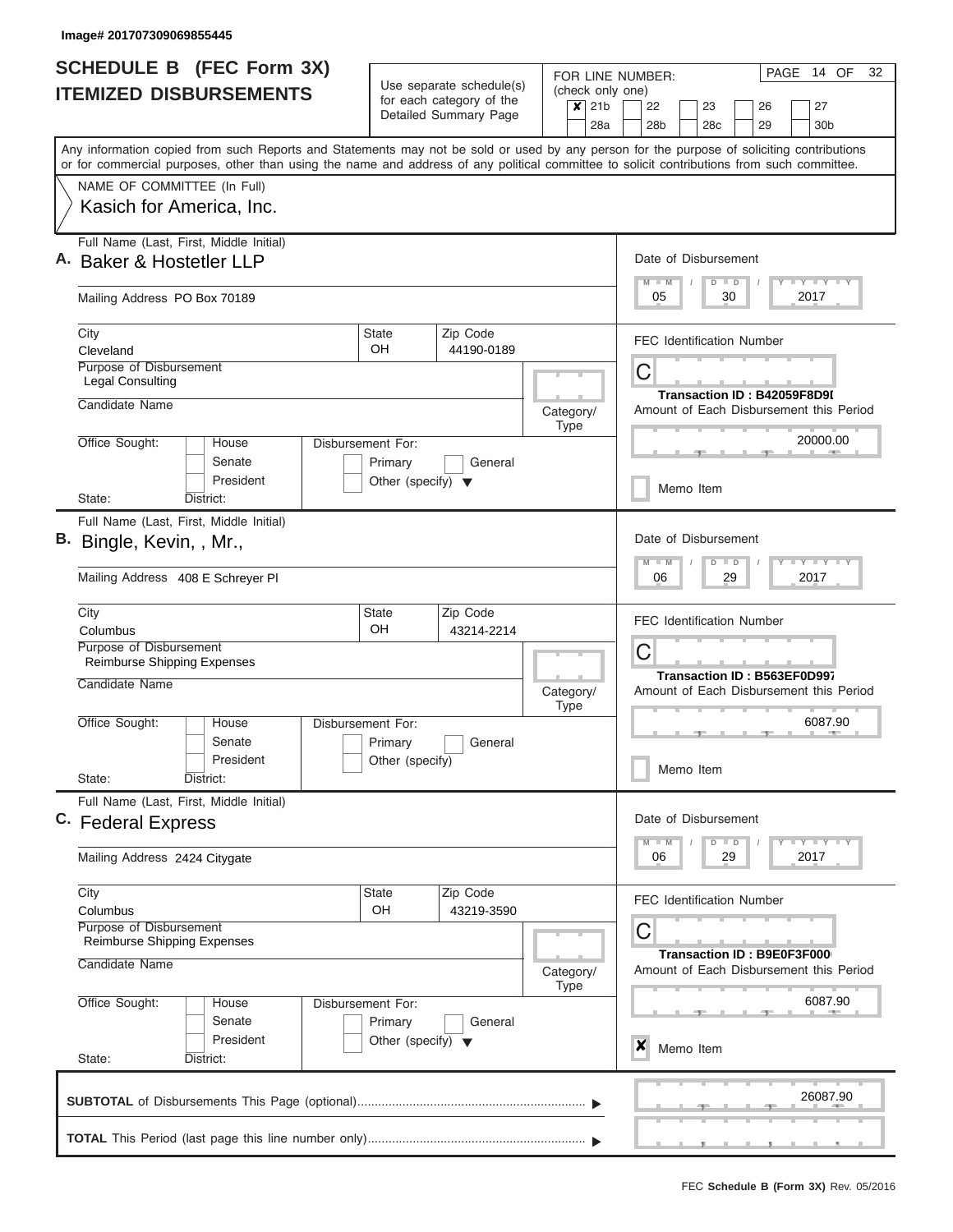Image# 201707309069855445

# SCHEDULE B (FEC Form 3X) ITEMIZED DISBURSEMENTS

Use separate schedule(s) for each category of the Detailed Summary Page

FOR LINE NUMBER: (check only one)

- [x] 21b
- [ ] 22
- [ ] 23
- [ ] 26
- [ ] 27
- [ ] 28a
- [ ] 28b
- [ ] 28c
- [ ] 29
- [ ] 30b

PAGE 14 OF 32

Any information copied from such Reports and Statements may not be sold or used by any person for the purpose of soliciting contributions or for commercial purposes, other than using the name and address of any political committee to solicit contributions from such committee.

NAME OF COMMITTEE (In Full)

Kasich for America, Inc.

---

**A.** Full Name (Last, First, Middle Initial): Baker & Hostetler LLP

Mailing Address: PO Box 70189

City: Cleveland | State: OH | Zip Code: 44190-0189

Purpose of Disbursement: Legal Consulting

Candidate Name:

Category/Type:

Office Sought: [ ] House [ ] Senate [ ] President

State: District:

Disbursement For: [ ] Primary [ ] General [ ] Other (specify)

Date of Disbursement: 05 / 30 / 2017

FEC Identification Number: C

Transaction ID : B42059F8D9I

Amount of Each Disbursement this Period: 20000.00

[ ] Memo Item

---

**B.** Full Name (Last, First, Middle Initial): Bingle, Kevin, , Mr.,

Mailing Address: 408 E Schreyer Pl

City: Columbus | State: OH | Zip Code: 43214-2214

Purpose of Disbursement: Reimburse Shipping Expenses

Candidate Name:

Category/Type:

Office Sought: [ ] House [ ] Senate [ ] President

State: District:

Disbursement For: [ ] Primary [ ] General [ ] Other (specify)

Date of Disbursement: 06 / 29 / 2017

FEC Identification Number: C

Transaction ID : B563EF0D997

Amount of Each Disbursement this Period: 6087.90

[ ] Memo Item

---

**C.** Full Name (Last, First, Middle Initial): Federal Express

Mailing Address: 2424 Citygate

City: Columbus | State: OH | Zip Code: 43219-3590

Purpose of Disbursement: Reimburse Shipping Expenses

Candidate Name:

Category/Type:

Office Sought: [ ] House [ ] Senate [ ] President

State: District:

Disbursement For: [ ] Primary [ ] General [ ] Other (specify)

Date of Disbursement: 06 / 29 / 2017

FEC Identification Number: C

Transaction ID : B9E0F3F000

Amount of Each Disbursement this Period: 6087.90

[x] Memo Item

---

**SUBTOTAL** of Disbursements This Page (optional): 26087.90

**TOTAL** This Period (last page this line number only):

FEC **Schedule B (Form 3X)** Rev. 05/2016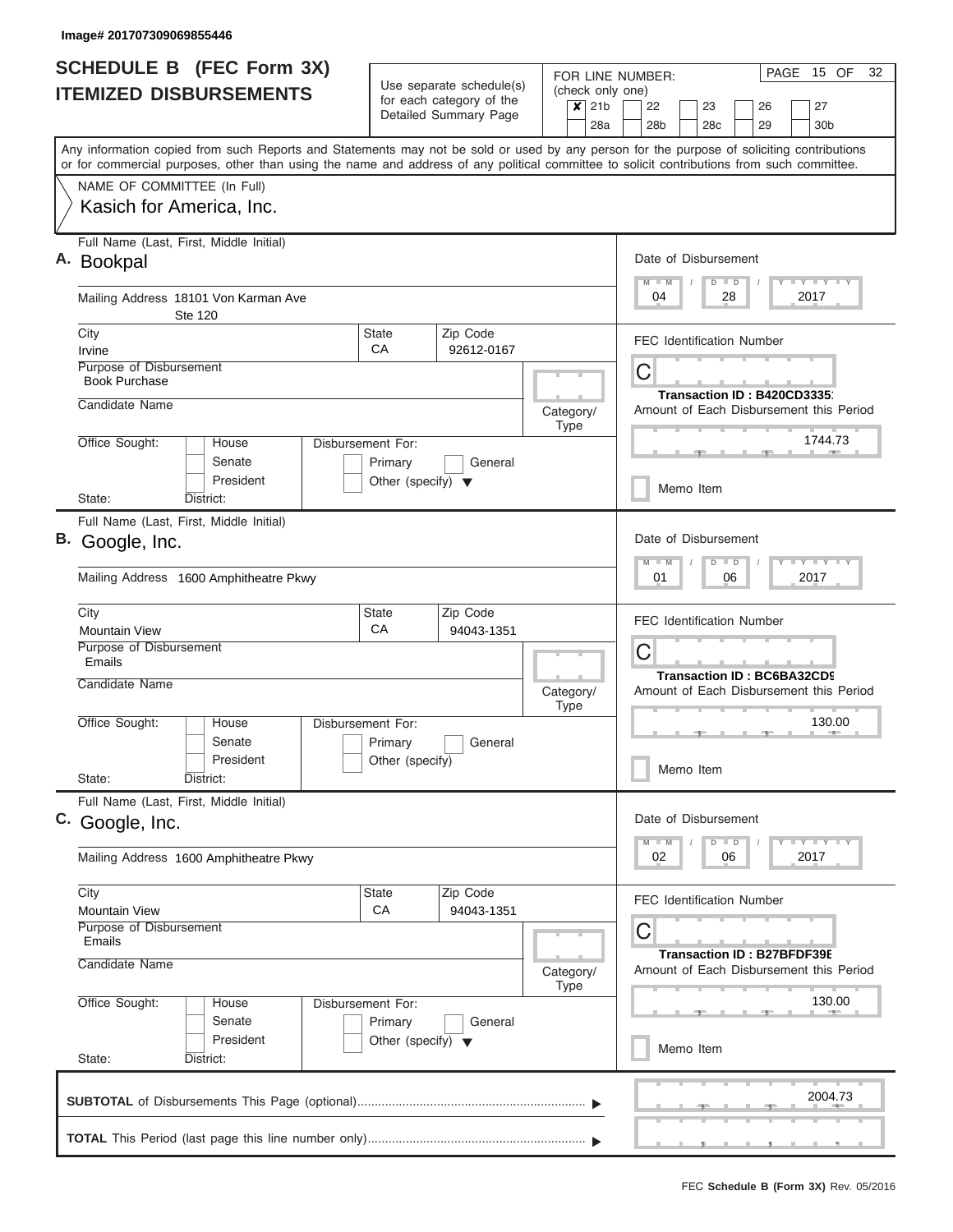Image# 201707309069855446

# SCHEDULE B (FEC Form 3X)
## ITEMIZED DISBURSEMENTS

Use separate schedule(s) for each category of the Detailed Summary Page

FOR LINE NUMBER: (check only one)
- [x] 21b
- [ ] 22
- [ ] 23
- [ ] 26
- [ ] 27
- [ ] 28a
- [ ] 28b
- [ ] 28c
- [ ] 29
- [ ] 30b

Any information copied from such Reports and Statements may not be sold or used by any person for the purpose of soliciting contributions or for commercial purposes, other than using the name and address of any political committee to solicit contributions from such committee.

NAME OF COMMITTEE (In Full)
Kasich for America, Inc.

---

**A.** Full Name (Last, First, Middle Initial): Bookpal

Mailing Address: 18101 Von Karman Ave, Ste 120

City: Irvine | State: CA | Zip Code: 92612-0167

Purpose of Disbursement: Book Purchase

Candidate Name:

Category/Type:

Office Sought: House / Senate / President

Disbursement For: Primary / General / Other (specify)

State: District:

Date of Disbursement: 04 / 28 / 2017

FEC Identification Number: C

Transaction ID : B420CD3335

Amount of Each Disbursement this Period: 1744.73

Memo Item

---

**B.** Full Name (Last, First, Middle Initial): Google, Inc.

Mailing Address: 1600 Amphitheatre Pkwy

City: Mountain View | State: CA | Zip Code: 94043-1351

Purpose of Disbursement: Emails

Candidate Name:

Category/Type:

Office Sought: House / Senate / President

Disbursement For: Primary / General / Other (specify)

State: District:

Date of Disbursement: 01 / 06 / 2017

FEC Identification Number: C

Transaction ID : BC6BA32CD9

Amount of Each Disbursement this Period: 130.00

Memo Item

---

**C.** Full Name (Last, First, Middle Initial): Google, Inc.

Mailing Address: 1600 Amphitheatre Pkwy

City: Mountain View | State: CA | Zip Code: 94043-1351

Purpose of Disbursement: Emails

Candidate Name:

Category/Type:

Office Sought: House / Senate / President

Disbursement For: Primary / General / Other (specify)

State: District:

Date of Disbursement: 02 / 06 / 2017

FEC Identification Number: C

Transaction ID : B27BFDF39E

Amount of Each Disbursement this Period: 130.00

Memo Item

---

**SUBTOTAL** of Disbursements This Page (optional): 2004.73

**TOTAL** This Period (last page this line number only):

FEC **Schedule B (Form 3X)** Rev. 05/2016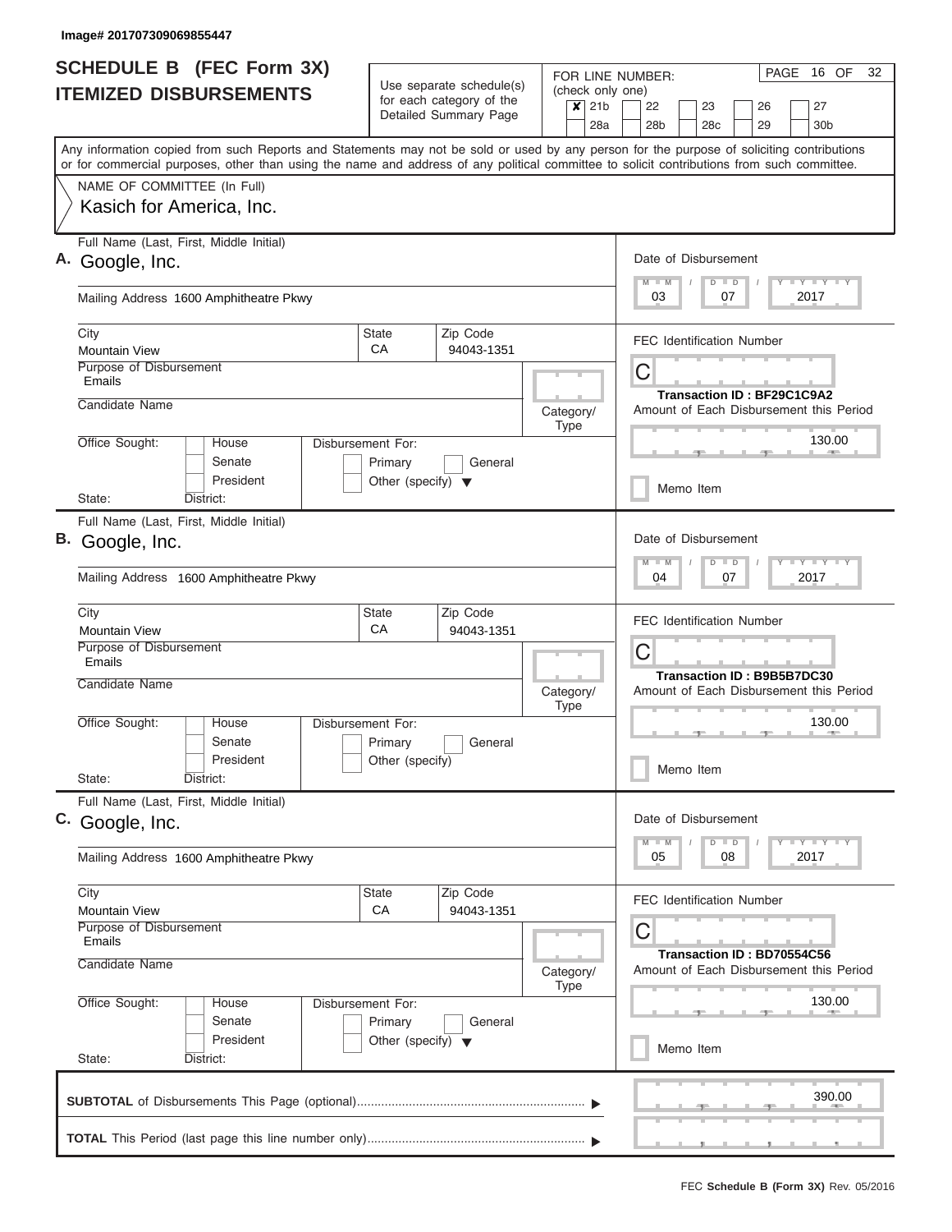Image# 201707309069855447

# SCHEDULE B (FEC Form 3X) ITEMIZED DISBURSEMENTS

Use separate schedule(s) for each category of the Detailed Summary Page

FOR LINE NUMBER: (check only one)

- [x] 21b
- [ ] 22
- [ ] 23
- [ ] 26
- [ ] 27
- [ ] 28a
- [ ] 28b
- [ ] 28c
- [ ] 29
- [ ] 30b

Any information copied from such Reports and Statements may not be sold or used by any person for the purpose of soliciting contributions or for commercial purposes, other than using the name and address of any political committee to solicit contributions from such committee.

NAME OF COMMITTEE (In Full)
Kasich for America, Inc.

---

**A.** Full Name (Last, First, Middle Initial): Google, Inc.

Mailing Address: 1600 Amphitheatre Pkwy

| City | State | Zip Code |
|---|---|---|
| Mountain View | CA | 94043-1351 |

Purpose of Disbursement: Emails

Candidate Name:

Category/Type:

Office Sought: House / Senate / President

State: District:

Disbursement For: Primary / General / Other (specify)

Date of Disbursement: 03 / 07 / 2017

FEC Identification Number: C

Transaction ID : BF29C1C9A2

Amount of Each Disbursement this Period: 130.00

Memo Item

---

**B.** Full Name (Last, First, Middle Initial): Google, Inc.

Mailing Address: 1600 Amphitheatre Pkwy

| City | State | Zip Code |
|---|---|---|
| Mountain View | CA | 94043-1351 |

Purpose of Disbursement: Emails

Candidate Name:

Category/Type:

Office Sought: House / Senate / President

State: District:

Disbursement For: Primary / General / Other (specify)

Date of Disbursement: 04 / 07 / 2017

FEC Identification Number: C

Transaction ID : B9B5B7DC30

Amount of Each Disbursement this Period: 130.00

Memo Item

---

**C.** Full Name (Last, First, Middle Initial): Google, Inc.

Mailing Address: 1600 Amphitheatre Pkwy

| City | State | Zip Code |
|---|---|---|
| Mountain View | CA | 94043-1351 |

Purpose of Disbursement: Emails

Candidate Name:

Category/Type:

Office Sought: House / Senate / President

State: District:

Disbursement For: Primary / General / Other (specify)

Date of Disbursement: 05 / 08 / 2017

FEC Identification Number: C

Transaction ID : BD70554C56

Amount of Each Disbursement this Period: 130.00

Memo Item

---

**SUBTOTAL** of Disbursements This Page (optional): 390.00

**TOTAL** This Period (last page this line number only):

FEC **Schedule B (Form 3X)** Rev. 05/2016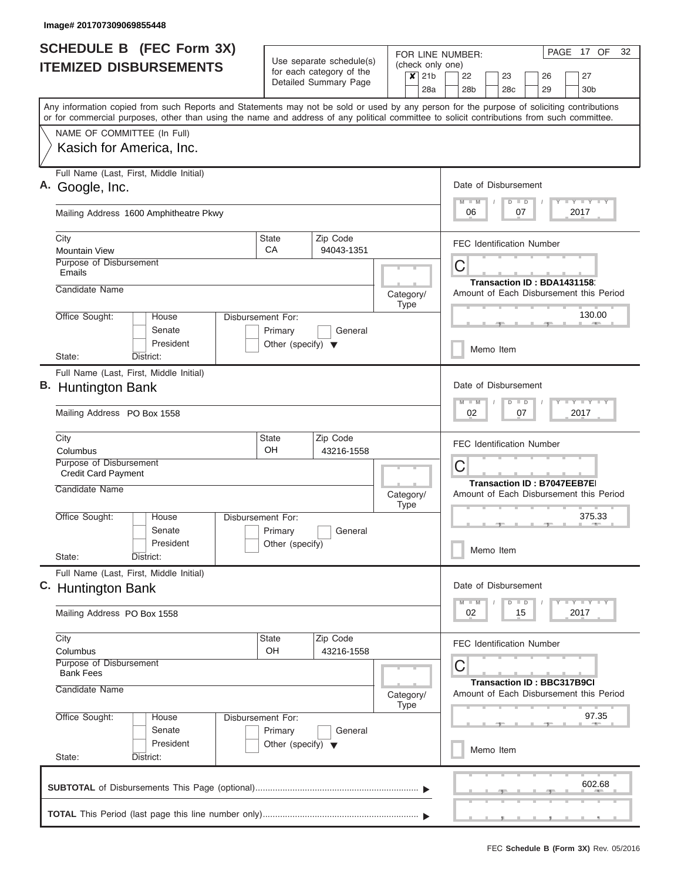Image# 201707309069855448

# SCHEDULE B (FEC Form 3X)
## ITEMIZED DISBURSEMENTS

Use separate schedule(s) for each category of the Detailed Summary Page

FOR LINE NUMBER: (check only one)

- [x] 21b
- [ ] 22
- [ ] 23
- [ ] 26
- [ ] 27
- [ ] 28a
- [ ] 28b
- [ ] 28c
- [ ] 29
- [ ] 30b

PAGE 17 OF 32

Any information copied from such Reports and Statements may not be sold or used by any person for the purpose of soliciting contributions or for commercial purposes, other than using the name and address of any political committee to solicit contributions from such committee.

NAME OF COMMITTEE (In Full)
Kasich for America, Inc.

---

**A.** Full Name (Last, First, Middle Initial): Google, Inc.

Mailing Address: 1600 Amphitheatre Pkwy

City: Mountain View | State: CA | Zip Code: 94043-1351

Purpose of Disbursement: Emails

Candidate Name:

Category/Type:

Office Sought: House / Senate / President

State: District:

Disbursement For: Primary / General / Other (specify)

Date of Disbursement: 06 / 07 / 2017

FEC Identification Number: C

Transaction ID : BDA1431158:

Amount of Each Disbursement this Period: 130.00

Memo Item

---

**B.** Full Name (Last, First, Middle Initial): Huntington Bank

Mailing Address: PO Box 1558

City: Columbus | State: OH | Zip Code: 43216-1558

Purpose of Disbursement: Credit Card Payment

Candidate Name:

Category/Type:

Office Sought: House / Senate / President

State: District:

Disbursement For: Primary / General / Other (specify)

Date of Disbursement: 02 / 07 / 2017

FEC Identification Number: C

Transaction ID : B7047EEB7EI

Amount of Each Disbursement this Period: 375.33

Memo Item

---

**C.** Full Name (Last, First, Middle Initial): Huntington Bank

Mailing Address: PO Box 1558

City: Columbus | State: OH | Zip Code: 43216-1558

Purpose of Disbursement: Bank Fees

Candidate Name:

Category/Type:

Office Sought: House / Senate / President

State: District:

Disbursement For: Primary / General / Other (specify)

Date of Disbursement: 02 / 15 / 2017

FEC Identification Number: C

Transaction ID : BBC317B9CI

Amount of Each Disbursement this Period: 97.35

Memo Item

---

**SUBTOTAL** of Disbursements This Page (optional): 602.68

**TOTAL** This Period (last page this line number only):

FEC **Schedule B (Form 3X)** Rev. 05/2016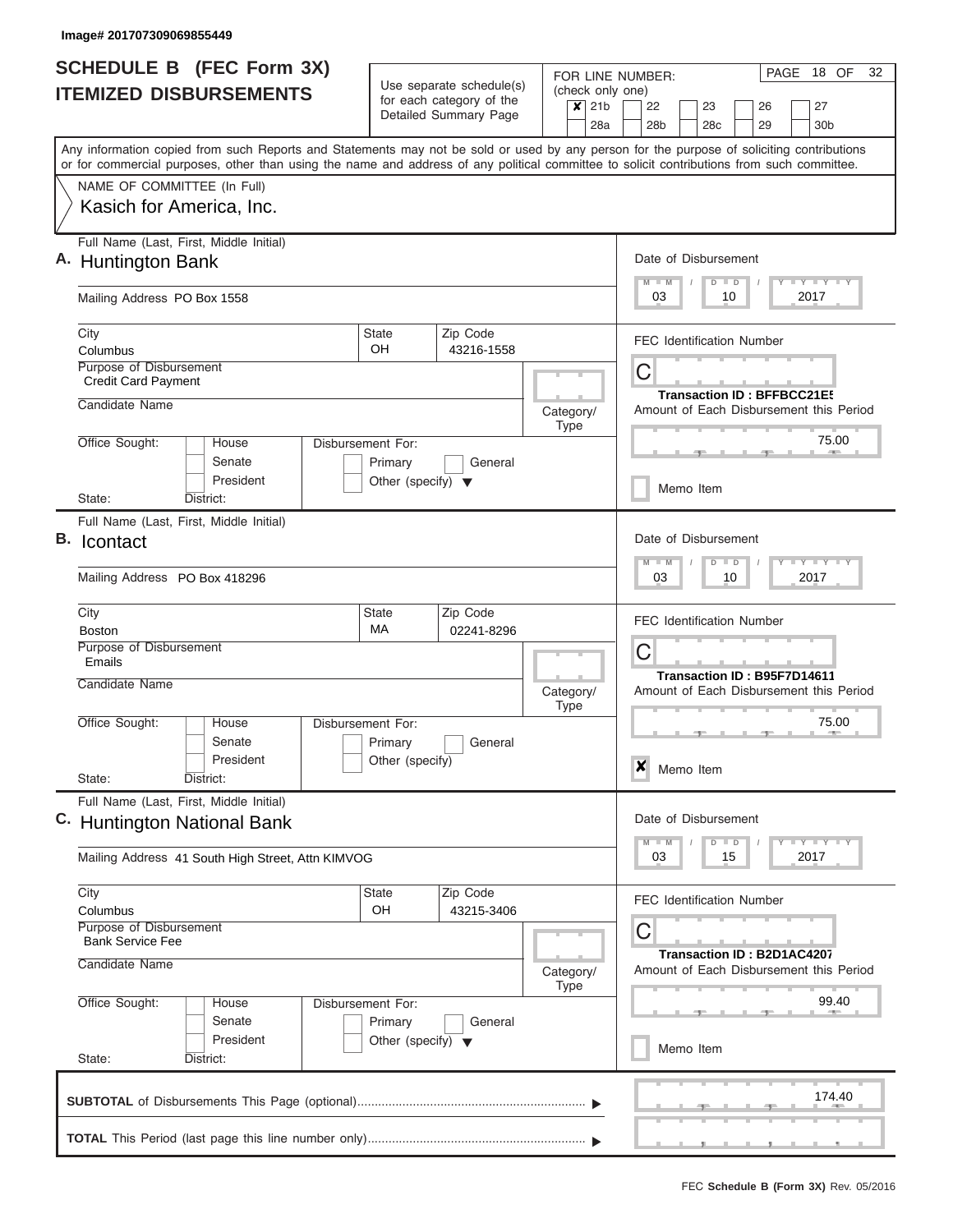Image# 201707309069855449

# SCHEDULE B (FEC Form 3X) ITEMIZED DISBURSEMENTS

Use separate schedule(s) for each category of the Detailed Summary Page

FOR LINE NUMBER: (check only one)

- [x] 21b
- [ ] 22
- [ ] 23
- [ ] 26
- [ ] 27
- [ ] 28a
- [ ] 28b
- [ ] 28c
- [ ] 29
- [ ] 30b

Any information copied from such Reports and Statements may not be sold or used by any person for the purpose of soliciting contributions or for commercial purposes, other than using the name and address of any political committee to solicit contributions from such committee.

NAME OF COMMITTEE (In Full)
Kasich for America, Inc.

---

**A.** Full Name (Last, First, Middle Initial): Huntington Bank

Mailing Address: PO Box 1558

City: Columbus | State: OH | Zip Code: 43216-1558

Purpose of Disbursement: Credit Card Payment

Candidate Name:

Category/Type:

Office Sought: House / Senate / President

Disbursement For: Primary / General / Other (specify)

State: District:

Date of Disbursement: 03 / 10 / 2017

FEC Identification Number: C

Transaction ID : BFFBCC21E5

Amount of Each Disbursement this Period: 75.00

[ ] Memo Item

---

**B.** Full Name (Last, First, Middle Initial): Icontact

Mailing Address: PO Box 418296

City: Boston | State: MA | Zip Code: 02241-8296

Purpose of Disbursement: Emails

Candidate Name:

Category/Type:

Office Sought: House / Senate / President

Disbursement For: Primary / General / Other (specify)

State: District:

Date of Disbursement: 03 / 10 / 2017

FEC Identification Number: C

Transaction ID : B95F7D14611

Amount of Each Disbursement this Period: 75.00

[x] Memo Item

---

**C.** Full Name (Last, First, Middle Initial): Huntington National Bank

Mailing Address: 41 South High Street, Attn KIMVOG

City: Columbus | State: OH | Zip Code: 43215-3406

Purpose of Disbursement: Bank Service Fee

Candidate Name:

Category/Type:

Office Sought: House / Senate / President

Disbursement For: Primary / General / Other (specify)

State: District:

Date of Disbursement: 03 / 15 / 2017

FEC Identification Number: C

Transaction ID : B2D1AC4207

Amount of Each Disbursement this Period: 99.40

[ ] Memo Item

---

**SUBTOTAL** of Disbursements This Page (optional): 174.40

**TOTAL** This Period (last page this line number only):

FEC **Schedule B (Form 3X)** Rev. 05/2016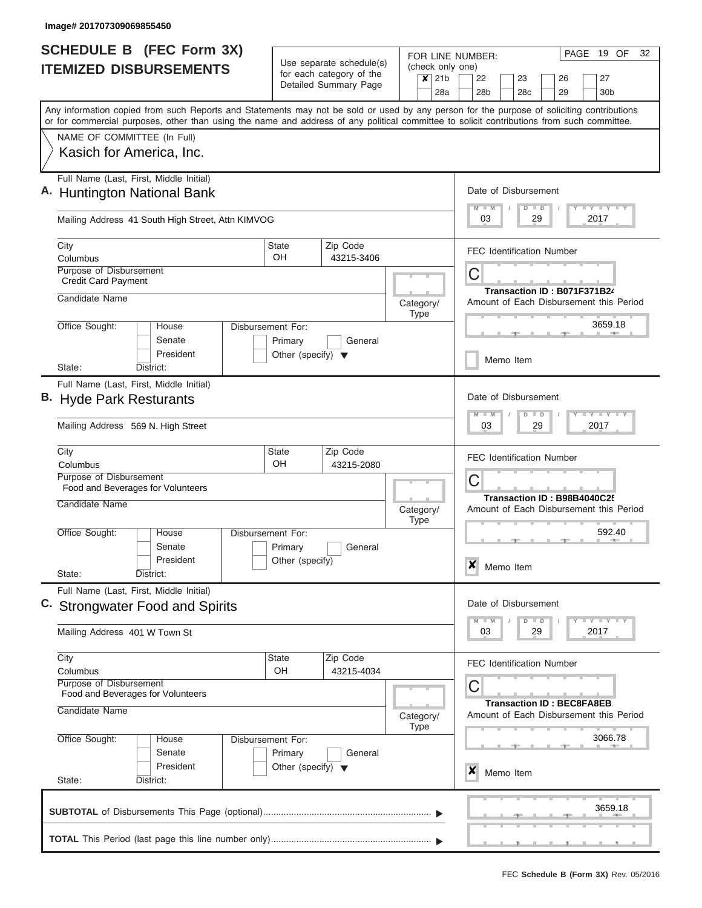Image# 201707309069855450

# SCHEDULE B (FEC Form 3X) ITEMIZED DISBURSEMENTS

Use separate schedule(s) for each category of the Detailed Summary Page

FOR LINE NUMBER: (check only one)

- [x] 21b
- [ ] 22
- [ ] 23
- [ ] 26
- [ ] 27
- [ ] 28a
- [ ] 28b
- [ ] 28c
- [ ] 29
- [ ] 30b

PAGE 19 OF 32

Any information copied from such Reports and Statements may not be sold or used by any person for the purpose of soliciting contributions or for commercial purposes, other than using the name and address of any political committee to solicit contributions from such committee.

NAME OF COMMITTEE (In Full)
Kasich for America, Inc.

---

**A.** Full Name (Last, First, Middle Initial)
Huntington National Bank

Mailing Address 41 South High Street, Attn KIMVOG

City: Columbus | State: OH | Zip Code: 43215-3406

Purpose of Disbursement: Credit Card Payment

Candidate Name:

Category/Type:

Office Sought: House / Senate / President
State: District:

Disbursement For: Primary / General / Other (specify)

Date of Disbursement: 03 / 29 / 2017

FEC Identification Number: C

Transaction ID : B071F371B24

Amount of Each Disbursement this Period: 3659.18

- [ ] Memo Item

---

**B.** Full Name (Last, First, Middle Initial)
Hyde Park Resturants

Mailing Address 569 N. High Street

City: Columbus | State: OH | Zip Code: 43215-2080

Purpose of Disbursement: Food and Beverages for Volunteers

Candidate Name:

Category/Type:

Office Sought: House / Senate / President
State: District:

Disbursement For: Primary / General / Other (specify)

Date of Disbursement: 03 / 29 / 2017

FEC Identification Number: C

Transaction ID : B98B4040C25

Amount of Each Disbursement this Period: 592.40

- [x] Memo Item

---

**C.** Full Name (Last, First, Middle Initial)
Strongwater Food and Spirits

Mailing Address 401 W Town St

City: Columbus | State: OH | Zip Code: 43215-4034

Purpose of Disbursement: Food and Beverages for Volunteers

Candidate Name:

Category/Type:

Office Sought: House / Senate / President
State: District:

Disbursement For: Primary / General / Other (specify)

Date of Disbursement: 03 / 29 / 2017

FEC Identification Number: C

Transaction ID : BEC8FA8EB

Amount of Each Disbursement this Period: 3066.78

- [x] Memo Item

---

**SUBTOTAL** of Disbursements This Page (optional) ▶ 3659.18

**TOTAL** This Period (last page this line number only) ▶

FEC **Schedule B (Form 3X)** Rev. 05/2016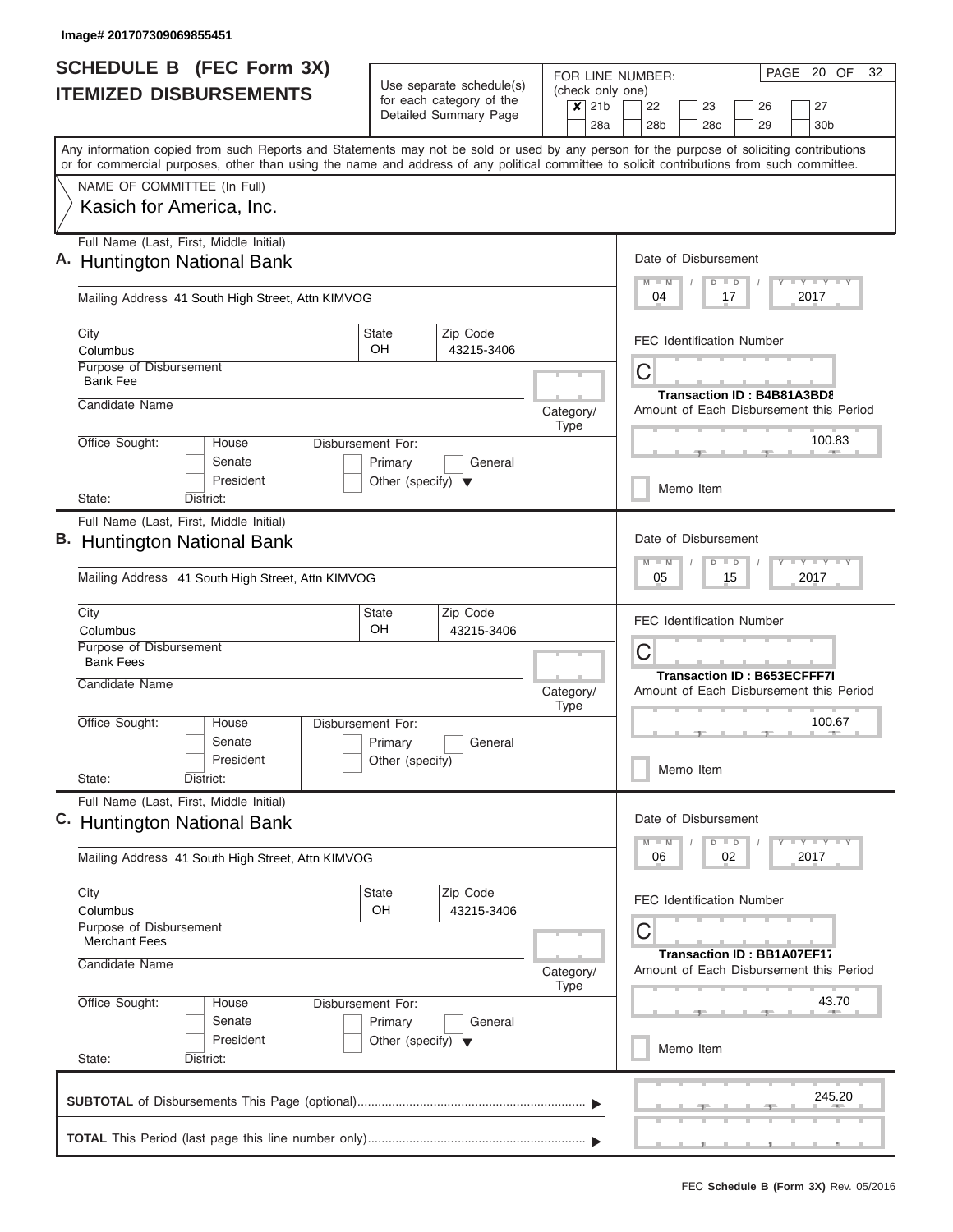Image# 201707309069855451

# SCHEDULE B (FEC Form 3X)
## ITEMIZED DISBURSEMENTS

Use separate schedule(s) for each category of the Detailed Summary Page

FOR LINE NUMBER: (check only one)
☒ 21b ☐ 22 ☐ 23 ☐ 26 ☐ 27
☐ 28a ☐ 28b ☐ 28c ☐ 29 ☐ 30b

PAGE 20 OF 32

Any information copied from such Reports and Statements may not be sold or used by any person for the purpose of soliciting contributions or for commercial purposes, other than using the name and address of any political committee to solicit contributions from such committee.

NAME OF COMMITTEE (In Full)
Kasich for America, Inc.

---

**A.** Full Name (Last, First, Middle Initial): Huntington National Bank

Mailing Address: 41 South High Street, Attn KIMVOG

City: Columbus | State: OH | Zip Code: 43215-3406

Purpose of Disbursement: Bank Fee

Candidate Name:

Category/Type:

Office Sought: ☐ House ☐ Senate ☐ President
State: District:

Disbursement For: ☐ Primary ☐ General ☐ Other (specify)

Date of Disbursement: 04 / 17 / 2017

FEC Identification Number: C

Transaction ID : B4B81A3BD8

Amount of Each Disbursement this Period: 100.83

☐ Memo Item

---

**B.** Full Name (Last, First, Middle Initial): Huntington National Bank

Mailing Address: 41 South High Street, Attn KIMVOG

City: Columbus | State: OH | Zip Code: 43215-3406

Purpose of Disbursement: Bank Fees

Candidate Name:

Category/Type:

Office Sought: ☐ House ☐ Senate ☐ President
State: District:

Disbursement For: ☐ Primary ☐ General ☐ Other (specify)

Date of Disbursement: 05 / 15 / 2017

FEC Identification Number: C

Transaction ID : B653ECFFF7I

Amount of Each Disbursement this Period: 100.67

☐ Memo Item

---

**C.** Full Name (Last, First, Middle Initial): Huntington National Bank

Mailing Address: 41 South High Street, Attn KIMVOG

City: Columbus | State: OH | Zip Code: 43215-3406

Purpose of Disbursement: Merchant Fees

Candidate Name:

Category/Type:

Office Sought: ☐ House ☐ Senate ☐ President
State: District:

Disbursement For: ☐ Primary ☐ General ☐ Other (specify)

Date of Disbursement: 06 / 02 / 2017

FEC Identification Number: C

Transaction ID : BB1A07EF17

Amount of Each Disbursement this Period: 43.70

☐ Memo Item

---

**SUBTOTAL** of Disbursements This Page (optional): 245.20

**TOTAL** This Period (last page this line number only):

FEC **Schedule B (Form 3X)** Rev. 05/2016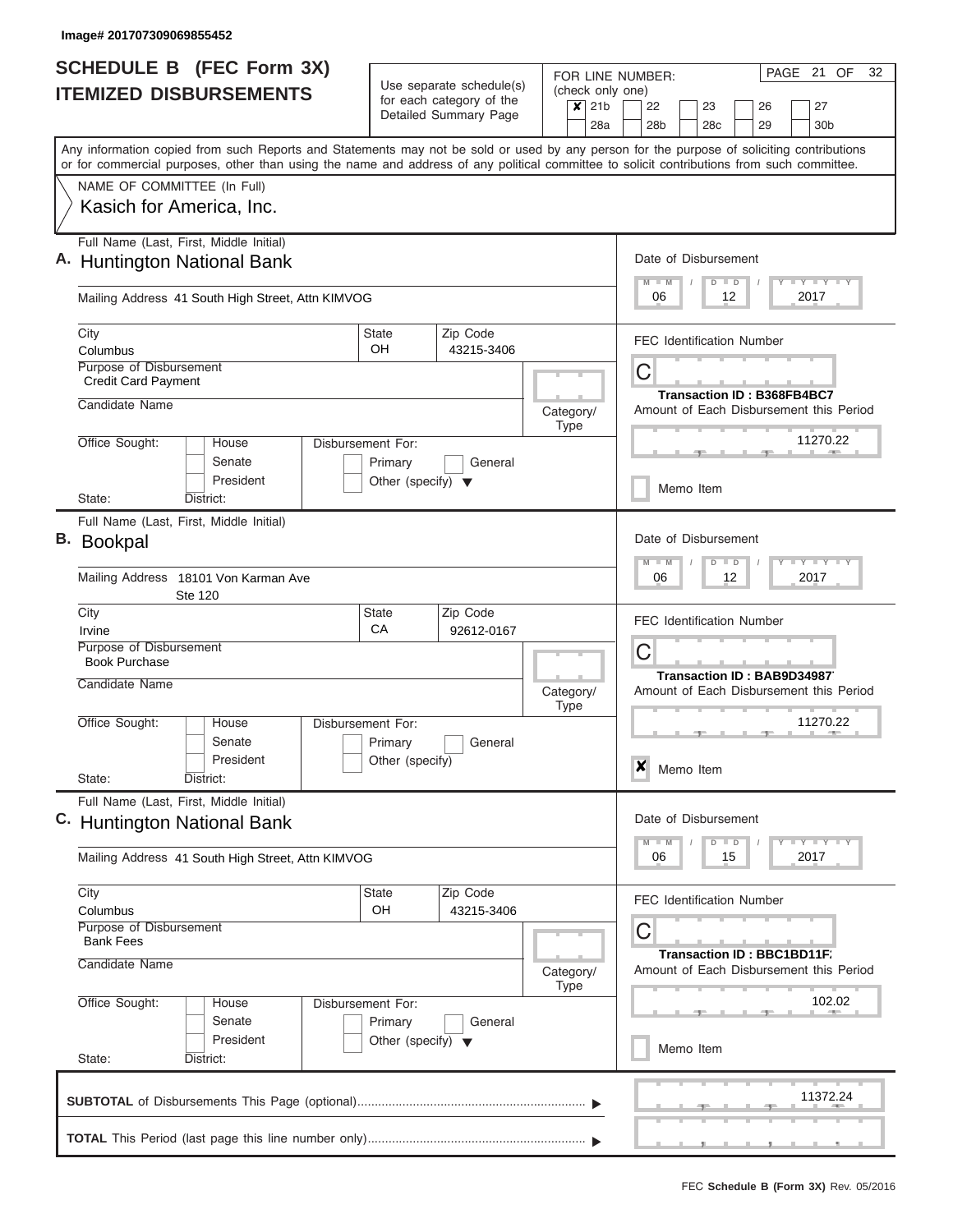Image# 201707309069855452

# SCHEDULE B (FEC Form 3X)
## ITEMIZED DISBURSEMENTS

Use separate schedule(s) for each category of the Detailed Summary Page

FOR LINE NUMBER: (check only one)
- [x] 21b
- [ ] 22
- [ ] 23
- [ ] 26
- [ ] 27
- [ ] 28a
- [ ] 28b
- [ ] 28c
- [ ] 29
- [ ] 30b

PAGE 21 OF 32

Any information copied from such Reports and Statements may not be sold or used by any person for the purpose of soliciting contributions or for commercial purposes, other than using the name and address of any political committee to solicit contributions from such committee.

NAME OF COMMITTEE (In Full)
Kasich for America, Inc.

---

**A.** Full Name (Last, First, Middle Initial): Huntington National Bank

Mailing Address: 41 South High Street, Attn KIMVOG

City: Columbus | State: OH | Zip Code: 43215-3406

Purpose of Disbursement: Credit Card Payment

Candidate Name:

Category/Type:

Office Sought: House / Senate / President

State: District:

Disbursement For: Primary / General / Other (specify)

Date of Disbursement: 06 / 12 / 2017

FEC Identification Number: C

Transaction ID : B368FB4BC7

Amount of Each Disbursement this Period: 11270.22

Memo Item: [ ]

---

**B.** Full Name (Last, First, Middle Initial): Bookpal

Mailing Address: 18101 Von Karman Ave, Ste 120

City: Irvine | State: CA | Zip Code: 92612-0167

Purpose of Disbursement: Book Purchase

Candidate Name:

Category/Type:

Office Sought: House / Senate / President

State: District:

Disbursement For: Primary / General / Other (specify)

Date of Disbursement: 06 / 12 / 2017

FEC Identification Number: C

Transaction ID : BAB9D34987

Amount of Each Disbursement this Period: 11270.22

Memo Item: [x]

---

**C.** Full Name (Last, First, Middle Initial): Huntington National Bank

Mailing Address: 41 South High Street, Attn KIMVOG

City: Columbus | State: OH | Zip Code: 43215-3406

Purpose of Disbursement: Bank Fees

Candidate Name:

Category/Type:

Office Sought: House / Senate / President

State: District:

Disbursement For: Primary / General / Other (specify)

Date of Disbursement: 06 / 15 / 2017

FEC Identification Number: C

Transaction ID : BBC1BD11F

Amount of Each Disbursement this Period: 102.02

Memo Item: [ ]

---

**SUBTOTAL** of Disbursements This Page (optional): 11372.24

**TOTAL** This Period (last page this line number only):

FEC **Schedule B (Form 3X)** Rev. 05/2016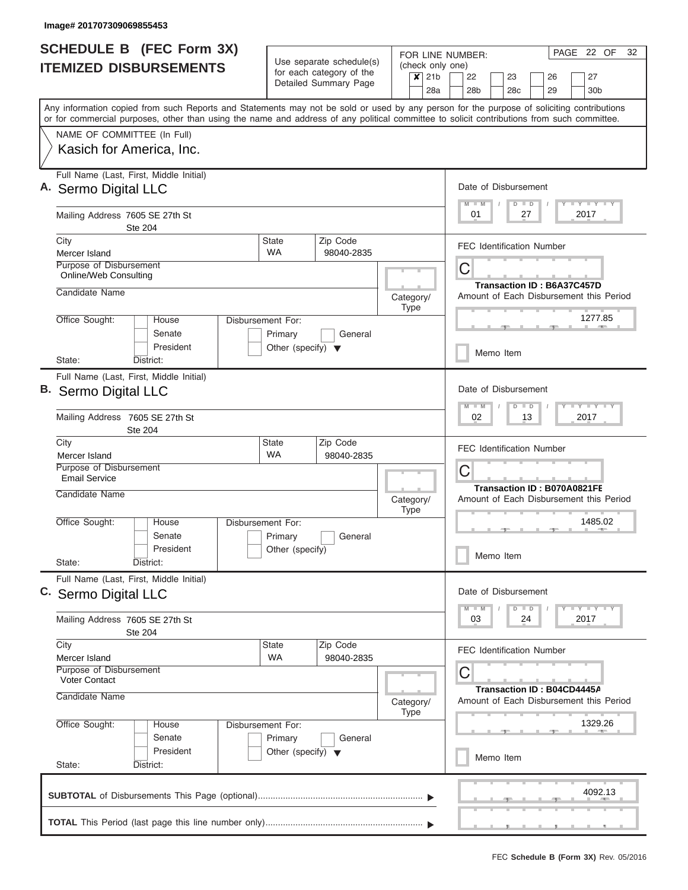Image# 201707309069855453

# SCHEDULE B (FEC Form 3X) ITEMIZED DISBURSEMENTS

Use separate schedule(s) for each category of the Detailed Summary Page

FOR LINE NUMBER: (check only one)

- [x] 21b
- [ ] 22
- [ ] 23
- [ ] 26
- [ ] 27
- [ ] 28a
- [ ] 28b
- [ ] 28c
- [ ] 29
- [ ] 30b

PAGE 22 OF 32

Any information copied from such Reports and Statements may not be sold or used by any person for the purpose of soliciting contributions or for commercial purposes, other than using the name and address of any political committee to solicit contributions from such committee.

NAME OF COMMITTEE (In Full)
Kasich for America, Inc.

---

**A.** Full Name (Last, First, Middle Initial): Sermo Digital LLC

Mailing Address: 7605 SE 27th St, Ste 204

City: Mercer Island | State: WA | Zip Code: 98040-2835

Purpose of Disbursement: Online/Web Consulting

Candidate Name:

Category/Type:

Office Sought: House / Senate / President

State: District:

Disbursement For: Primary / General / Other (specify)

Date of Disbursement: 01 / 27 / 2017

FEC Identification Number: C

Transaction ID : B6A37C457D

Amount of Each Disbursement this Period: 1277.85

Memo Item

---

**B.** Full Name (Last, First, Middle Initial): Sermo Digital LLC

Mailing Address: 7605 SE 27th St, Ste 204

City: Mercer Island | State: WA | Zip Code: 98040-2835

Purpose of Disbursement: Email Service

Candidate Name:

Category/Type:

Office Sought: House / Senate / President

State: District:

Disbursement For: Primary / General / Other (specify)

Date of Disbursement: 02 / 13 / 2017

FEC Identification Number: C

Transaction ID : B070A0821FE

Amount of Each Disbursement this Period: 1485.02

Memo Item

---

**C.** Full Name (Last, First, Middle Initial): Sermo Digital LLC

Mailing Address: 7605 SE 27th St, Ste 204

City: Mercer Island | State: WA | Zip Code: 98040-2835

Purpose of Disbursement: Voter Contact

Candidate Name:

Category/Type:

Office Sought: House / Senate / President

State: District:

Disbursement For: Primary / General / Other (specify)

Date of Disbursement: 03 / 24 / 2017

FEC Identification Number: C

Transaction ID : B04CD4445A

Amount of Each Disbursement this Period: 1329.26

Memo Item

---

**SUBTOTAL** of Disbursements This Page (optional): 4092.13

**TOTAL** This Period (last page this line number only):

FEC **Schedule B (Form 3X)** Rev. 05/2016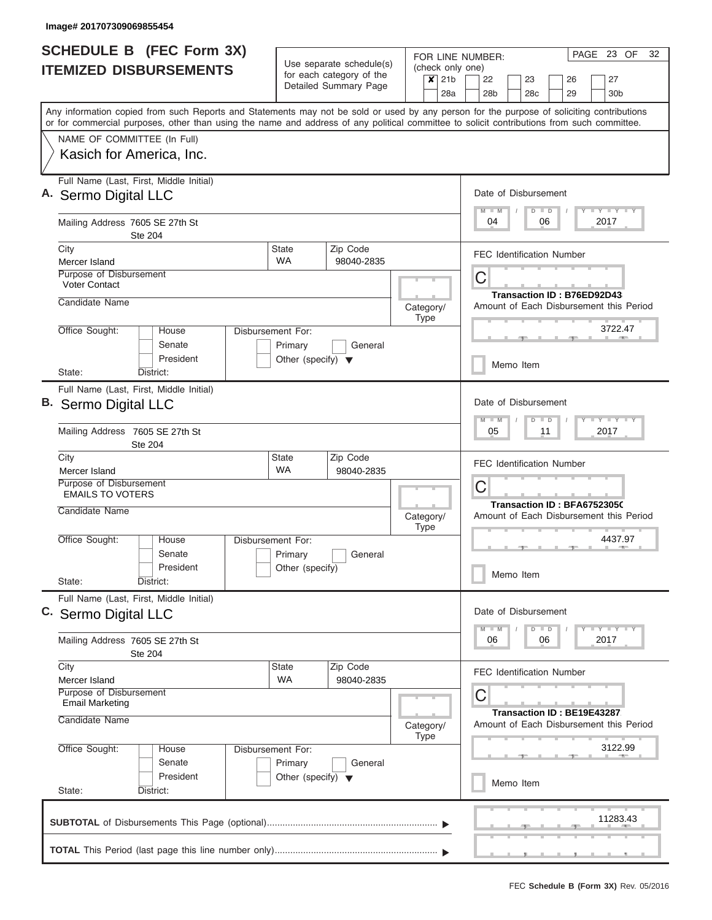Image# 201707309069855454

# SCHEDULE B (FEC Form 3X)
## ITEMIZED DISBURSEMENTS

Use separate schedule(s) for each category of the Detailed Summary Page

FOR LINE NUMBER: (check only one)

| ✘ | 21b | | 22 | | 23 | | 26 | | 27 |
|---|---|---|---|---|---|---|---|---|---|
| | 28a | | 28b | | 28c | | 29 | | 30b |

Any information copied from such Reports and Statements may not be sold or used by any person for the purpose of soliciting contributions or for commercial purposes, other than using the name and address of any political committee to solicit contributions from such committee.

NAME OF COMMITTEE (In Full)

Kasich for America, Inc.

---

**A.** Full Name (Last, First, Middle Initial): Sermo Digital LLC

Mailing Address: 7605 SE 27th St, Ste 204

City: Mercer Island | State: WA | Zip Code: 98040-2835

Purpose of Disbursement: Voter Contact

Candidate Name:

Category/Type:

Office Sought: House / Senate / President

State: District:

Disbursement For: Primary / General / Other (specify)

Date of Disbursement: 04 / 06 / 2017

FEC Identification Number: C

Transaction ID : B76ED92D43

Amount of Each Disbursement this Period: 3722.47

Memo Item

---

**B.** Full Name (Last, First, Middle Initial): Sermo Digital LLC

Mailing Address: 7605 SE 27th St, Ste 204

City: Mercer Island | State: WA | Zip Code: 98040-2835

Purpose of Disbursement: EMAILS TO VOTERS

Candidate Name:

Category/Type:

Office Sought: House / Senate / President

State: District:

Disbursement For: Primary / General / Other (specify)

Date of Disbursement: 05 / 11 / 2017

FEC Identification Number: C

Transaction ID : BFA6752305C

Amount of Each Disbursement this Period: 4437.97

Memo Item

---

**C.** Full Name (Last, First, Middle Initial): Sermo Digital LLC

Mailing Address: 7605 SE 27th St, Ste 204

City: Mercer Island | State: WA | Zip Code: 98040-2835

Purpose of Disbursement: Email Marketing

Candidate Name:

Category/Type:

Office Sought: House / Senate / President

State: District:

Disbursement For: Primary / General / Other (specify)

Date of Disbursement: 06 / 06 / 2017

FEC Identification Number: C

Transaction ID : BE19E43287

Amount of Each Disbursement this Period: 3122.99

Memo Item

---

**SUBTOTAL** of Disbursements This Page (optional): 11283.43

**TOTAL** This Period (last page this line number only):

FEC **Schedule B (Form 3X)** Rev. 05/2016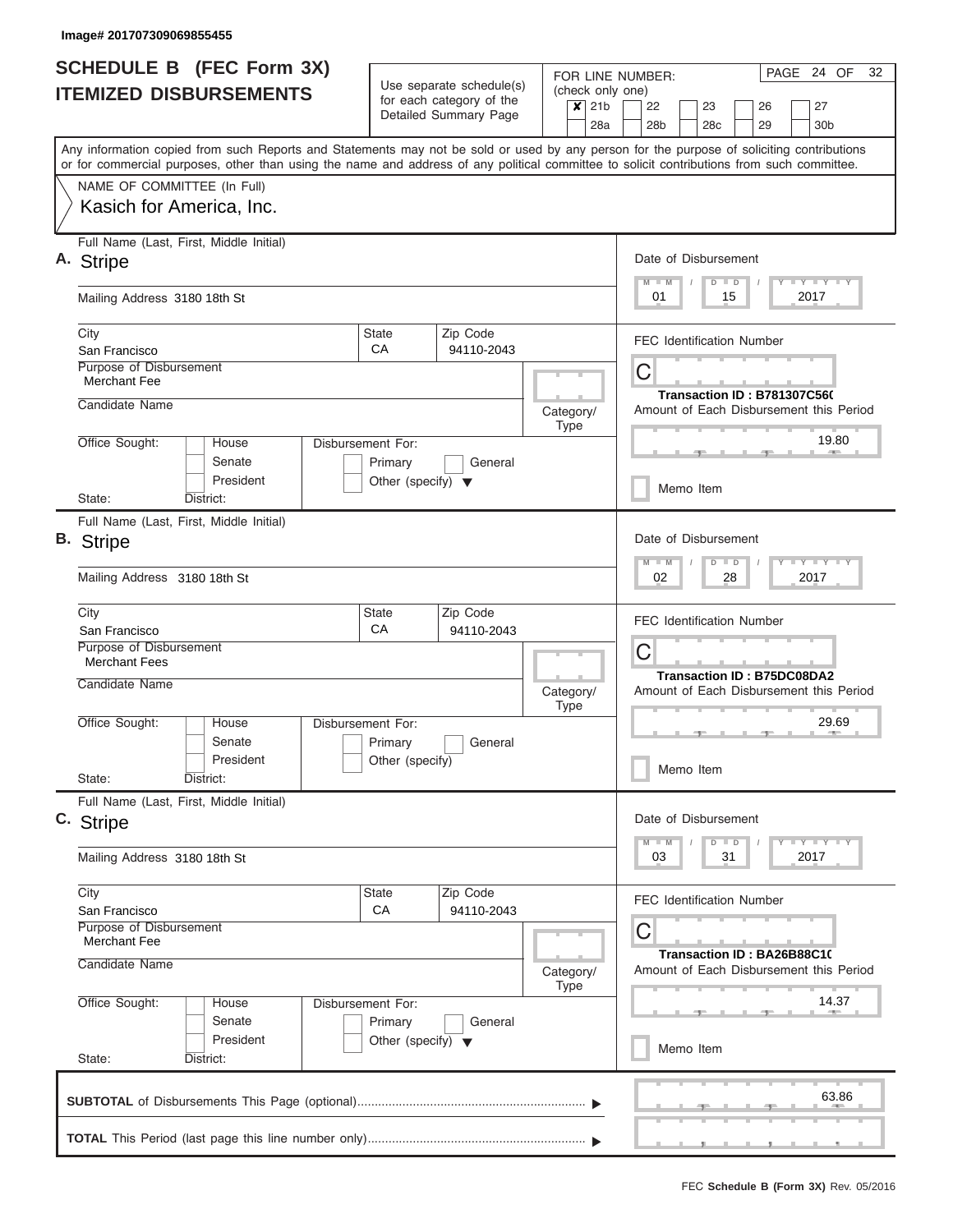Image# 201707309069855455

# SCHEDULE B (FEC Form 3X) ITEMIZED DISBURSEMENTS

Use separate schedule(s) for each category of the Detailed Summary Page

FOR LINE NUMBER: (check only one)

| | | | | | |
|---|---|---|---|---|---|
| ✘ 21b | 22 | 23 | 26 | 27 | |
| 28a | 28b | 28c | 29 | 30b | |

PAGE 24 OF 32

Any information copied from such Reports and Statements may not be sold or used by any person for the purpose of soliciting contributions or for commercial purposes, other than using the name and address of any political committee to solicit contributions from such committee.

NAME OF COMMITTEE (In Full)
Kasich for America, Inc.

## A.

Full Name (Last, First, Middle Initial): Stripe

Mailing Address: 3180 18th St

City: San Francisco | State: CA | Zip Code: 94110-2043

Purpose of Disbursement: Merchant Fee

Candidate Name:

Category/Type:

Office Sought: House / Senate / President

State: District:

Disbursement For: Primary / General / Other (specify)

Date of Disbursement: 01 / 15 / 2017

FEC Identification Number: C

Transaction ID : B781307C560

Amount of Each Disbursement this Period: 19.80

Memo Item

## B.

Full Name (Last, First, Middle Initial): Stripe

Mailing Address: 3180 18th St

City: San Francisco | State: CA | Zip Code: 94110-2043

Purpose of Disbursement: Merchant Fees

Candidate Name:

Category/Type:

Office Sought: House / Senate / President

State: District:

Disbursement For: Primary / General / Other (specify)

Date of Disbursement: 02 / 28 / 2017

FEC Identification Number: C

Transaction ID : B75DC08DA2

Amount of Each Disbursement this Period: 29.69

Memo Item

## C.

Full Name (Last, First, Middle Initial): Stripe

Mailing Address: 3180 18th St

City: San Francisco | State: CA | Zip Code: 94110-2043

Purpose of Disbursement: Merchant Fee

Candidate Name:

Category/Type:

Office Sought: House / Senate / President

State: District:

Disbursement For: Primary / General / Other (specify)

Date of Disbursement: 03 / 31 / 2017

FEC Identification Number: C

Transaction ID : BA26B88C10

Amount of Each Disbursement this Period: 14.37

Memo Item

**SUBTOTAL** of Disbursements This Page (optional): 63.86

**TOTAL** This Period (last page this line number only):

FEC **Schedule B (Form 3X)** Rev. 05/2016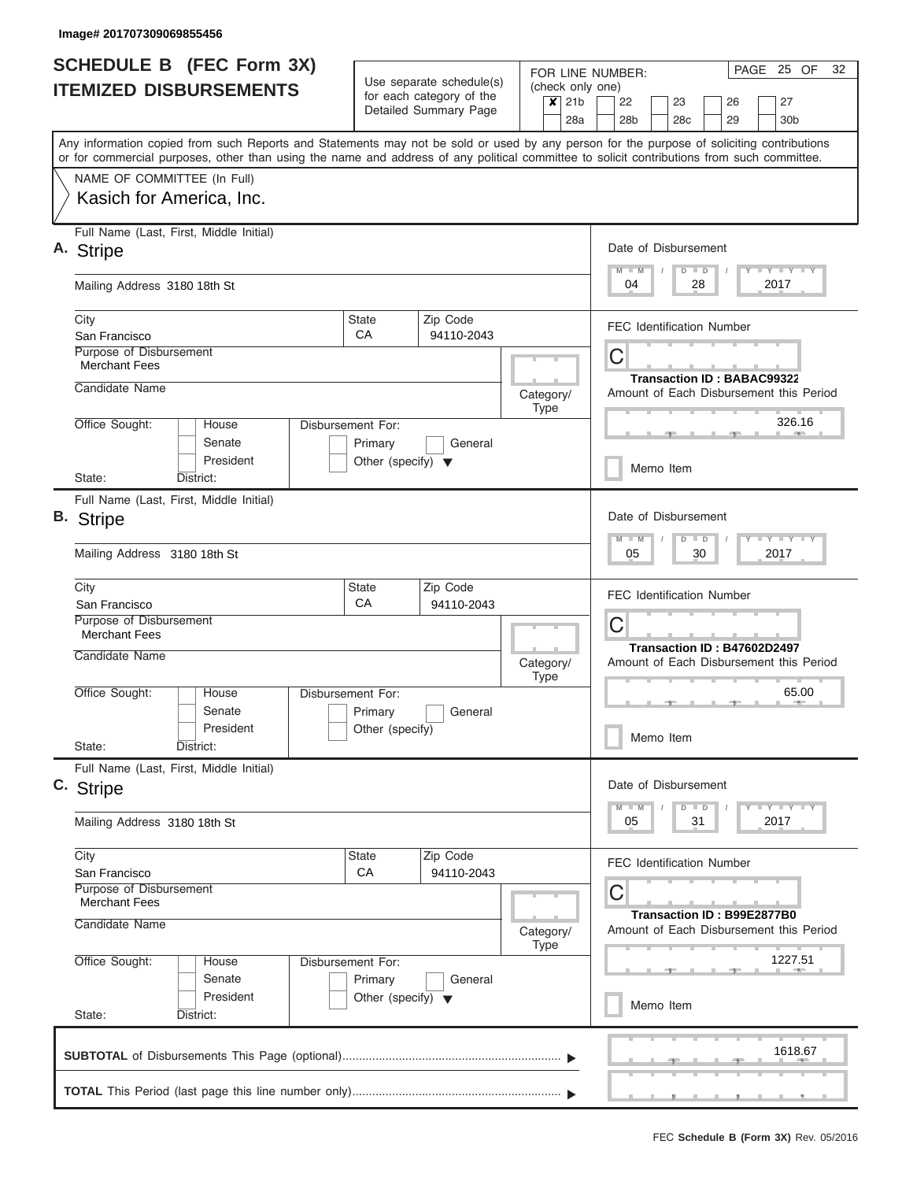Image# 201707309069855456

# SCHEDULE B (FEC Form 3X)
## ITEMIZED DISBURSEMENTS

Use separate schedule(s) for each category of the Detailed Summary Page

FOR LINE NUMBER: (check only one)
- [x] 21b
- [ ] 22
- [ ] 23
- [ ] 26
- [ ] 27
- [ ] 28a
- [ ] 28b
- [ ] 28c
- [ ] 29
- [ ] 30b

PAGE 25 OF 32

Any information copied from such Reports and Statements may not be sold or used by any person for the purpose of soliciting contributions or for commercial purposes, other than using the name and address of any political committee to solicit contributions from such committee.

NAME OF COMMITTEE (In Full)
Kasich for America, Inc.

---

**A.** Full Name (Last, First, Middle Initial): Stripe

Mailing Address: 3180 18th St

City: San Francisco | State: CA | Zip Code: 94110-2043

Purpose of Disbursement: Merchant Fees

Candidate Name:

Category/Type:

Office Sought: House / Senate / President

State: District:

Disbursement For: Primary / General / Other (specify)

Date of Disbursement: 04 / 28 / 2017

FEC Identification Number: C

Transaction ID : BABAC99322

Amount of Each Disbursement this Period: 326.16

Memo Item

---

**B.** Full Name (Last, First, Middle Initial): Stripe

Mailing Address: 3180 18th St

City: San Francisco | State: CA | Zip Code: 94110-2043

Purpose of Disbursement: Merchant Fees

Candidate Name:

Category/Type:

Office Sought: House / Senate / President

State: District:

Disbursement For: Primary / General / Other (specify)

Date of Disbursement: 05 / 30 / 2017

FEC Identification Number: C

Transaction ID : B47602D2497

Amount of Each Disbursement this Period: 65.00

Memo Item

---

**C.** Full Name (Last, First, Middle Initial): Stripe

Mailing Address: 3180 18th St

City: San Francisco | State: CA | Zip Code: 94110-2043

Purpose of Disbursement: Merchant Fees

Candidate Name:

Category/Type:

Office Sought: House / Senate / President

State: District:

Disbursement For: Primary / General / Other (specify)

Date of Disbursement: 05 / 31 / 2017

FEC Identification Number: C

Transaction ID : B99E2877B0

Amount of Each Disbursement this Period: 1227.51

Memo Item

---

**SUBTOTAL** of Disbursements This Page (optional): 1618.67

**TOTAL** This Period (last page this line number only):

FEC **Schedule B (Form 3X)** Rev. 05/2016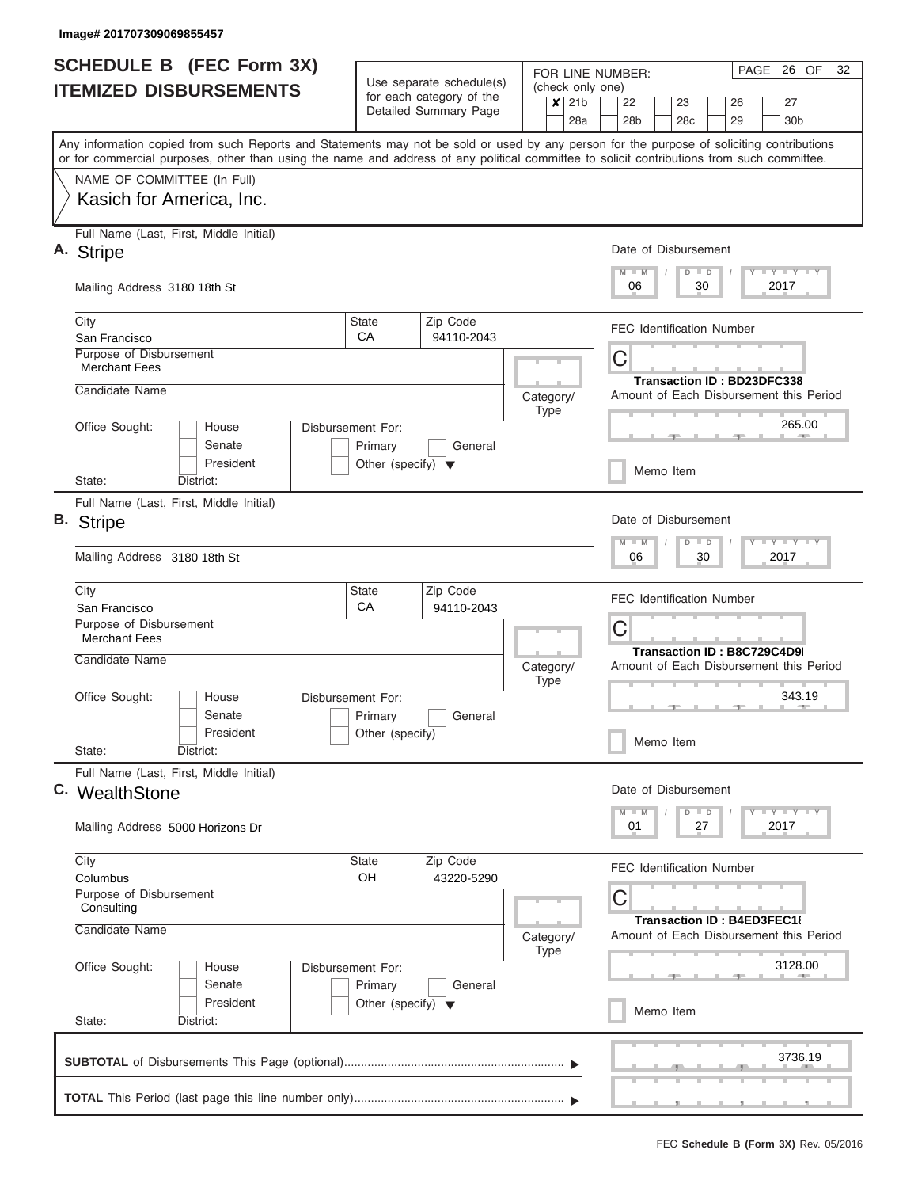Image# 201707309069855457

# SCHEDULE B (FEC Form 3X)
## ITEMIZED DISBURSEMENTS

Use separate schedule(s) for each category of the Detailed Summary Page

FOR LINE NUMBER: (check only one)
- [x] 21b
- [ ] 22
- [ ] 23
- [ ] 26
- [ ] 27
- [ ] 28a
- [ ] 28b
- [ ] 28c
- [ ] 29
- [ ] 30b

PAGE 26 OF 32

Any information copied from such Reports and Statements may not be sold or used by any person for the purpose of soliciting contributions or for commercial purposes, other than using the name and address of any political committee to solicit contributions from such committee.

NAME OF COMMITTEE (In Full)
Kasich for America, Inc.

---

**A.** Full Name (Last, First, Middle Initial): **Stripe**

Mailing Address: 3180 18th St

City: San Francisco | State: CA | Zip Code: 94110-2043

Purpose of Disbursement: Merchant Fees

Candidate Name:

Category/Type:

Office Sought: House / Senate / President

State: District:

Disbursement For: Primary / General / Other (specify)

Date of Disbursement: 06 / 30 / 2017

FEC Identification Number: C

Transaction ID : BD23DFC338

Amount of Each Disbursement this Period: 265.00

Memo Item

---

**B.** Full Name (Last, First, Middle Initial): **Stripe**

Mailing Address: 3180 18th St

City: San Francisco | State: CA | Zip Code: 94110-2043

Purpose of Disbursement: Merchant Fees

Candidate Name:

Category/Type:

Office Sought: House / Senate / President

State: District:

Disbursement For: Primary / General / Other (specify)

Date of Disbursement: 06 / 30 / 2017

FEC Identification Number: C

Transaction ID : B8C729C4D9I

Amount of Each Disbursement this Period: 343.19

Memo Item

---

**C.** Full Name (Last, First, Middle Initial): **WealthStone**

Mailing Address: 5000 Horizons Dr

City: Columbus | State: OH | Zip Code: 43220-5290

Purpose of Disbursement: Consulting

Candidate Name:

Category/Type:

Office Sought: House / Senate / President

State: District:

Disbursement For: Primary / General / Other (specify)

Date of Disbursement: 01 / 27 / 2017

FEC Identification Number: C

Transaction ID : B4ED3FEC1I

Amount of Each Disbursement this Period: 3128.00

Memo Item

---

**SUBTOTAL** of Disbursements This Page (optional): 3736.19

**TOTAL** This Period (last page this line number only):

FEC **Schedule B (Form 3X)** Rev. 05/2016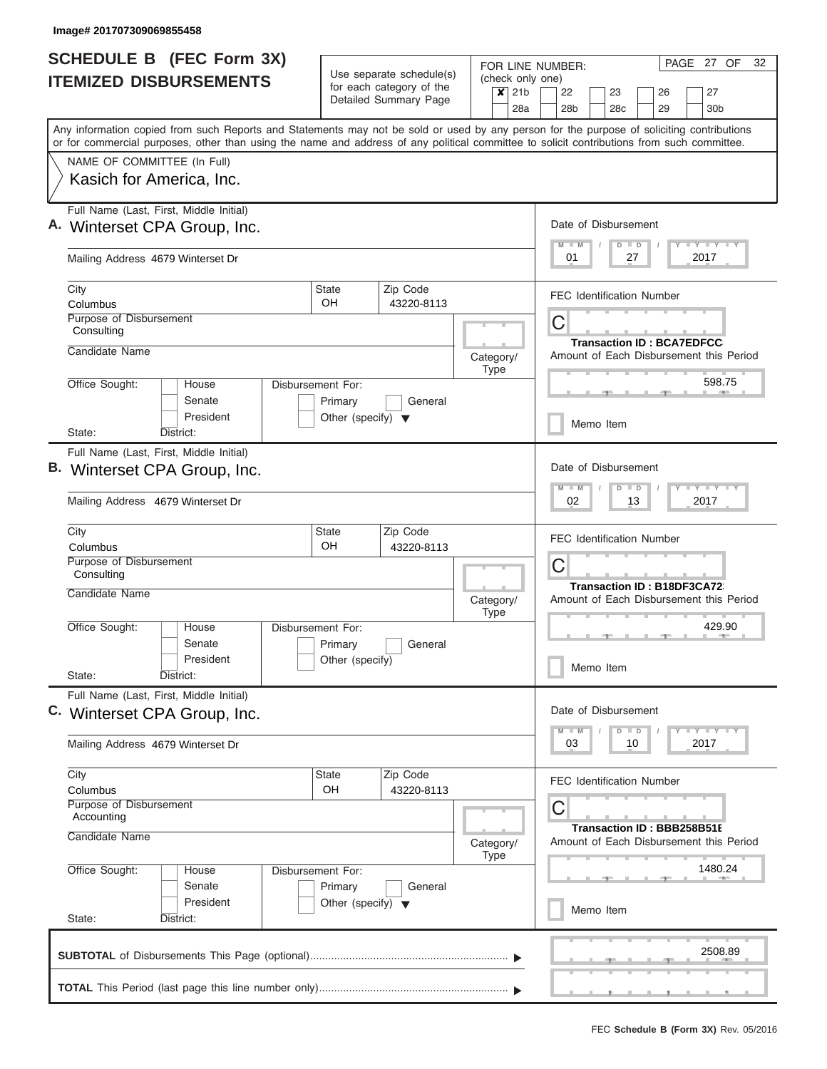Image# 201707309069855458

# SCHEDULE B (FEC Form 3X)
## ITEMIZED DISBURSEMENTS

Use separate schedule(s) for each category of the Detailed Summary Page

FOR LINE NUMBER: (check only one)

- [x] 21b
- [ ] 22
- [ ] 23
- [ ] 26
- [ ] 27
- [ ] 28a
- [ ] 28b
- [ ] 28c
- [ ] 29
- [ ] 30b

Any information copied from such Reports and Statements may not be sold or used by any person for the purpose of soliciting contributions or for commercial purposes, other than using the name and address of any political committee to solicit contributions from such committee.

NAME OF COMMITTEE (In Full)
Kasich for America, Inc.

---

**A.** Full Name (Last, First, Middle Initial): Winterset CPA Group, Inc.

Mailing Address: 4679 Winterset Dr

City: Columbus | State: OH | Zip Code: 43220-8113

Purpose of Disbursement: Consulting

Candidate Name:

Category/Type:

Office Sought: House / Senate / President

State: District:

Disbursement For: Primary / General / Other (specify)

Date of Disbursement: 01 / 27 / 2017

FEC Identification Number: C

Transaction ID : BCA7EDFCC

Amount of Each Disbursement this Period: 598.75

Memo Item

---

**B.** Full Name (Last, First, Middle Initial): Winterset CPA Group, Inc.

Mailing Address: 4679 Winterset Dr

City: Columbus | State: OH | Zip Code: 43220-8113

Purpose of Disbursement: Consulting

Candidate Name:

Category/Type:

Office Sought: House / Senate / President

State: District:

Disbursement For: Primary / General / Other (specify)

Date of Disbursement: 02 / 13 / 2017

FEC Identification Number: C

Transaction ID : B18DF3CA72

Amount of Each Disbursement this Period: 429.90

Memo Item

---

**C.** Full Name (Last, First, Middle Initial): Winterset CPA Group, Inc.

Mailing Address: 4679 Winterset Dr

City: Columbus | State: OH | Zip Code: 43220-8113

Purpose of Disbursement: Accounting

Candidate Name:

Category/Type:

Office Sought: House / Senate / President

State: District:

Disbursement For: Primary / General / Other (specify)

Date of Disbursement: 03 / 10 / 2017

FEC Identification Number: C

Transaction ID : BBB258B51E

Amount of Each Disbursement this Period: 1480.24

Memo Item

---

**SUBTOTAL** of Disbursements This Page (optional): 2508.89

**TOTAL** This Period (last page this line number only):

FEC **Schedule B (Form 3X)** Rev. 05/2016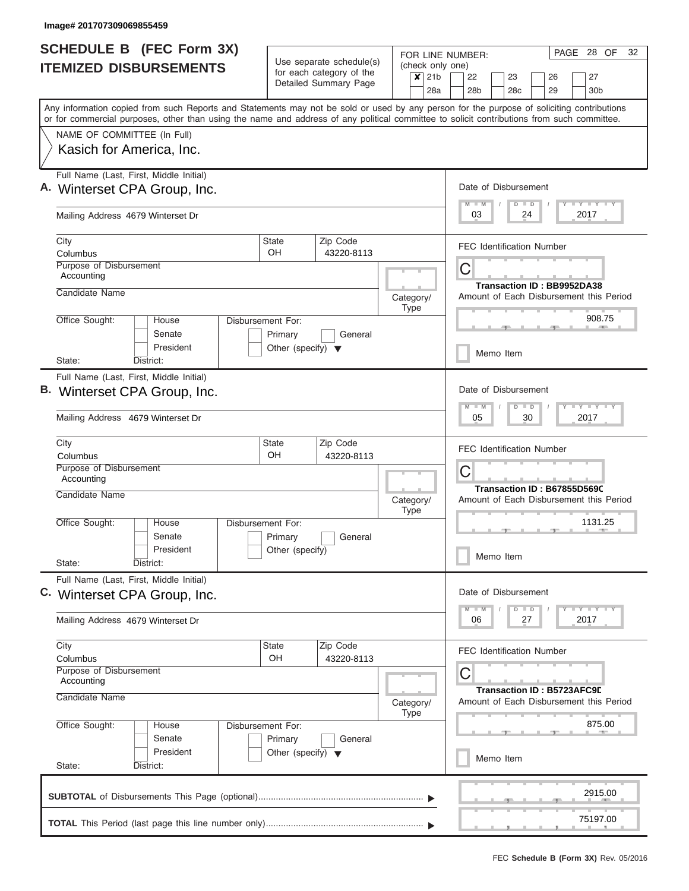Image# 201707309069855459

# SCHEDULE B (FEC Form 3X)
## ITEMIZED DISBURSEMENTS

Use separate schedule(s) for each category of the Detailed Summary Page

FOR LINE NUMBER: (check only one)

- [x] 21b
- [ ] 22
- [ ] 23
- [ ] 26
- [ ] 27
- [ ] 28a
- [ ] 28b
- [ ] 28c
- [ ] 29
- [ ] 30b

PAGE 28 OF 32

Any information copied from such Reports and Statements may not be sold or used by any person for the purpose of soliciting contributions or for commercial purposes, other than using the name and address of any political committee to solicit contributions from such committee.

NAME OF COMMITTEE (In Full)

Kasich for America, Inc.

---

**A.** Full Name (Last, First, Middle Initial): Winterset CPA Group, Inc.

Mailing Address: 4679 Winterset Dr

City: Columbus | State: OH | Zip Code: 43220-8113

Purpose of Disbursement: Accounting

Candidate Name:

Category/Type:

Office Sought: House / Senate / President

State: District:

Disbursement For: Primary / General / Other (specify)

Date of Disbursement: 03 / 24 / 2017

FEC Identification Number: C

Transaction ID : BB9952DA38

Amount of Each Disbursement this Period: 908.75

Memo Item

---

**B.** Full Name (Last, First, Middle Initial): Winterset CPA Group, Inc.

Mailing Address: 4679 Winterset Dr

City: Columbus | State: OH | Zip Code: 43220-8113

Purpose of Disbursement: Accounting

Candidate Name:

Category/Type:

Office Sought: House / Senate / President

State: District:

Disbursement For: Primary / General / Other (specify)

Date of Disbursement: 05 / 30 / 2017

FEC Identification Number: C

Transaction ID : B67855D569C

Amount of Each Disbursement this Period: 1131.25

Memo Item

---

**C.** Full Name (Last, First, Middle Initial): Winterset CPA Group, Inc.

Mailing Address: 4679 Winterset Dr

City: Columbus | State: OH | Zip Code: 43220-8113

Purpose of Disbursement: Accounting

Candidate Name:

Category/Type:

Office Sought: House / Senate / President

State: District:

Disbursement For: Primary / General / Other (specify)

Date of Disbursement: 06 / 27 / 2017

FEC Identification Number: C

Transaction ID : B5723AFC9D

Amount of Each Disbursement this Period: 875.00

Memo Item

---

**SUBTOTAL** of Disbursements This Page (optional): 2915.00

**TOTAL** This Period (last page this line number only): 75197.00

FEC **Schedule B (Form 3X)** Rev. 05/2016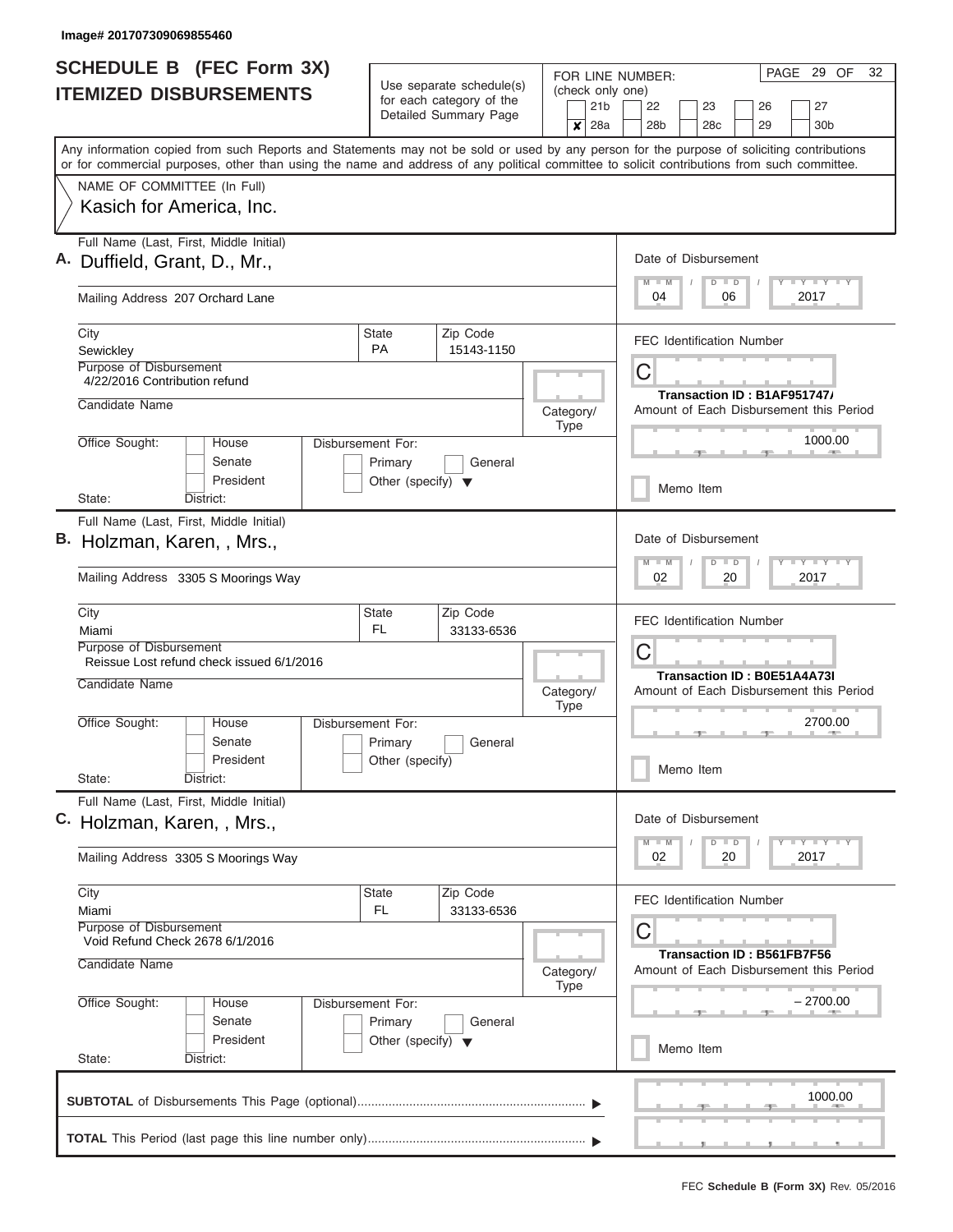Image# 201707309069855460

# SCHEDULE B (FEC Form 3X)
## ITEMIZED DISBURSEMENTS

Use separate schedule(s) for each category of the Detailed Summary Page

FOR LINE NUMBER: (check only one)

21b | 22 | 23 | 26 | 27
x 28a | 28b | 28c | 29 | 30b

Any information copied from such Reports and Statements may not be sold or used by any person for the purpose of soliciting contributions or for commercial purposes, other than using the name and address of any political committee to solicit contributions from such committee.

NAME OF COMMITTEE (In Full)
Kasich for America, Inc.

---

**A.** Full Name (Last, First, Middle Initial): Duffield, Grant, D., Mr.,

Mailing Address: 207 Orchard Lane

City: Sewickley | State: PA | Zip Code: 15143-1150

Purpose of Disbursement: 4/22/2016 Contribution refund

Candidate Name:

Category/Type:

Office Sought: House / Senate / President
State: District:

Disbursement For: Primary / General / Other (specify)

Date of Disbursement: 04 / 06 / 2017

FEC Identification Number: C

Transaction ID : B1AF951747/

Amount of Each Disbursement this Period: 1000.00

Memo Item

---

**B.** Full Name (Last, First, Middle Initial): Holzman, Karen, , Mrs.,

Mailing Address: 3305 S Moorings Way

City: Miami | State: FL | Zip Code: 33133-6536

Purpose of Disbursement: Reissue Lost refund check issued 6/1/2016

Candidate Name:

Category/Type:

Office Sought: House / Senate / President
State: District:

Disbursement For: Primary / General / Other (specify)

Date of Disbursement: 02 / 20 / 2017

FEC Identification Number: C

Transaction ID : B0E51A4A73I

Amount of Each Disbursement this Period: 2700.00

Memo Item

---

**C.** Full Name (Last, First, Middle Initial): Holzman, Karen, , Mrs.,

Mailing Address: 3305 S Moorings Way

City: Miami | State: FL | Zip Code: 33133-6536

Purpose of Disbursement: Void Refund Check 2678 6/1/2016

Candidate Name:

Category/Type:

Office Sought: House / Senate / President
State: District:

Disbursement For: Primary / General / Other (specify)

Date of Disbursement: 02 / 20 / 2017

FEC Identification Number: C

Transaction ID : B561FB7F56

Amount of Each Disbursement this Period: – 2700.00

Memo Item

---

**SUBTOTAL** of Disbursements This Page (optional): 1000.00

**TOTAL** This Period (last page this line number only):

FEC **Schedule B (Form 3X)** Rev. 05/2016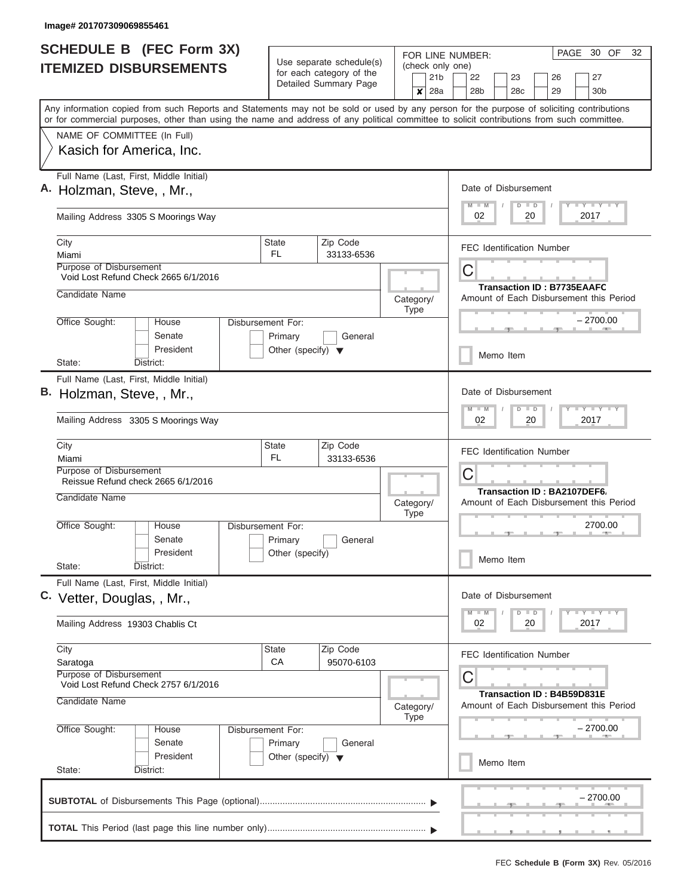Image# 201707309069855461

# SCHEDULE B (FEC Form 3X)
# ITEMIZED DISBURSEMENTS

Use separate schedule(s) for each category of the Detailed Summary Page

FOR LINE NUMBER: (check only one)

21b | 22 | 23 | 26 | 27
**x** 28a | 28b | 28c | 29 | 30b

PAGE 30 OF 32

Any information copied from such Reports and Statements may not be sold or used by any person for the purpose of soliciting contributions or for commercial purposes, other than using the name and address of any political committee to solicit contributions from such committee.

NAME OF COMMITTEE (In Full)
Kasich for America, Inc.

---

**A.** Full Name (Last, First, Middle Initial): Holzman, Steve, , Mr.,

Mailing Address: 3305 S Moorings Way

City: Miami | State: FL | Zip Code: 33133-6536

Purpose of Disbursement: Void Lost Refund Check 2665 6/1/2016

Candidate Name:

Category/Type:

Office Sought: House / Senate / President

State: District:

Disbursement For: Primary / General / Other (specify)

Date of Disbursement: 02 / 20 / 2017

FEC Identification Number: C

Transaction ID : B7735EAAFC

Amount of Each Disbursement this Period: – 2700.00

Memo Item

---

**B.** Full Name (Last, First, Middle Initial): Holzman, Steve, , Mr.,

Mailing Address: 3305 S Moorings Way

City: Miami | State: FL | Zip Code: 33133-6536

Purpose of Disbursement: Reissue Refund check 2665 6/1/2016

Candidate Name:

Category/Type:

Office Sought: House / Senate / President

State: District:

Disbursement For: Primary / General / Other (specify)

Date of Disbursement: 02 / 20 / 2017

FEC Identification Number: C

Transaction ID : BA2107DEF6

Amount of Each Disbursement this Period: 2700.00

Memo Item

---

**C.** Full Name (Last, First, Middle Initial): Vetter, Douglas, , Mr.,

Mailing Address: 19303 Chablis Ct

City: Saratoga | State: CA | Zip Code: 95070-6103

Purpose of Disbursement: Void Lost Refund Check 2757 6/1/2016

Candidate Name:

Category/Type:

Office Sought: House / Senate / President

State: District:

Disbursement For: Primary / General / Other (specify)

Date of Disbursement: 02 / 20 / 2017

FEC Identification Number: C

Transaction ID : B4B59D831E

Amount of Each Disbursement this Period: – 2700.00

Memo Item

---

**SUBTOTAL** of Disbursements This Page (optional) ▶ – 2700.00

**TOTAL** This Period (last page this line number only) ▶

FEC **Schedule B (Form 3X)** Rev. 05/2016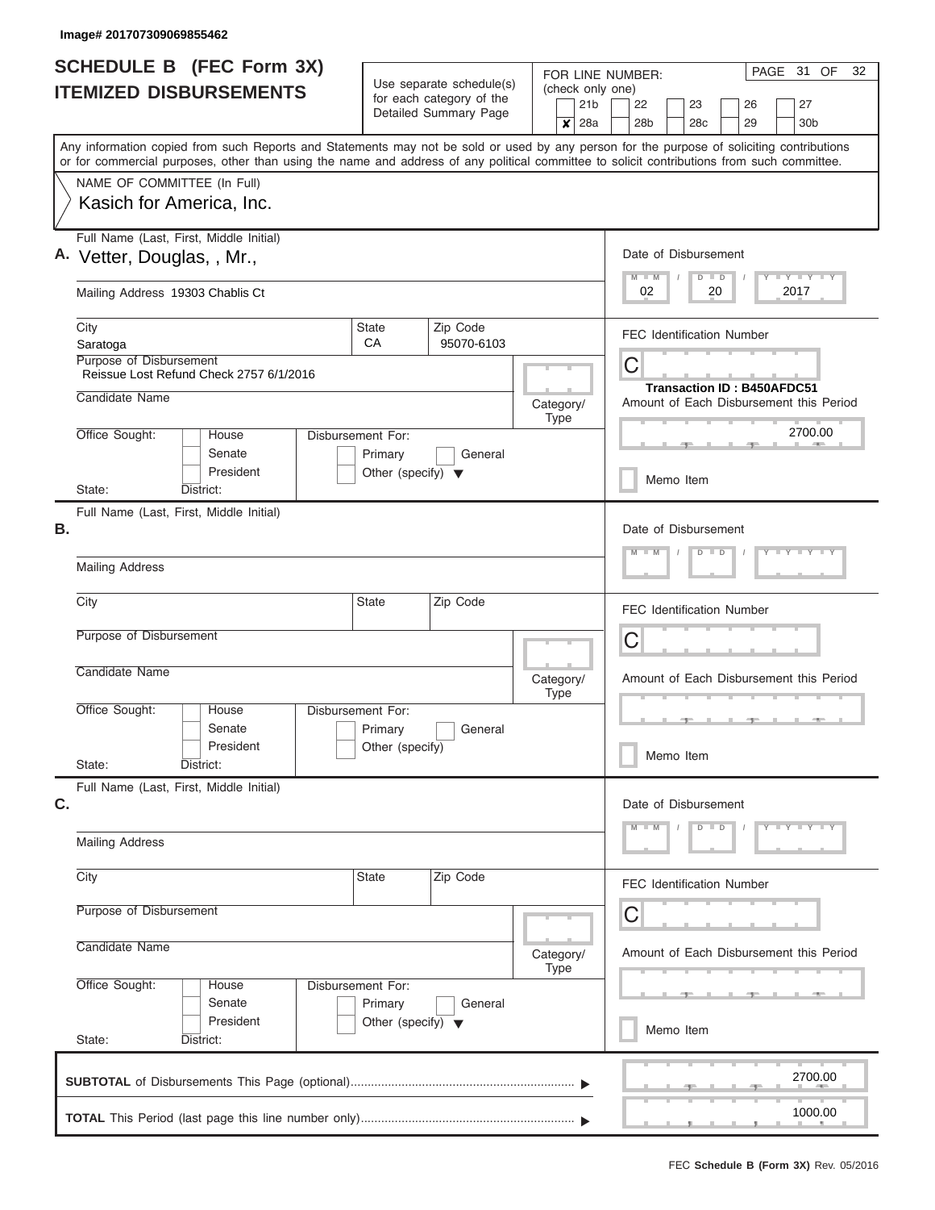Image# 201707309069855462

# SCHEDULE B (FEC Form 3X)
## ITEMIZED DISBURSEMENTS

Use separate schedule(s) for each category of the Detailed Summary Page

FOR LINE NUMBER: (check only one)

21b | 22 | 23 | 26 | 27
☒ 28a | 28b | 28c | 29 | 30b

PAGE 31 OF 32

Any information copied from such Reports and Statements may not be sold or used by any person for the purpose of soliciting contributions or for commercial purposes, other than using the name and address of any political committee to solicit contributions from such committee.

NAME OF COMMITTEE (In Full)
Kasich for America, Inc.

**A.** Full Name (Last, First, Middle Initial): Vetter, Douglas, , Mr.,

Mailing Address: 19303 Chablis Ct

City: Saratoga | State: CA | Zip Code: 95070-6103

Purpose of Disbursement: Reissue Lost Refund Check 2757 6/1/2016

Candidate Name:

Category/Type:

Office Sought: House / Senate / President

State: District:

Disbursement For: Primary / General / Other (specify)

Date of Disbursement: 02 / 20 / 2017

FEC Identification Number: C

Transaction ID : B450AFDC51

Amount of Each Disbursement this Period: 2700.00

Memo Item

**B.** Full Name (Last, First, Middle Initial):

Mailing Address:

City: | State: | Zip Code:

Purpose of Disbursement:

Candidate Name:

Category/Type:

Office Sought: House / Senate / President

State: District:

Disbursement For: Primary / General / Other (specify)

Date of Disbursement: M M / D D / Y Y Y Y

FEC Identification Number: C

Amount of Each Disbursement this Period:

Memo Item

**C.** Full Name (Last, First, Middle Initial):

Mailing Address:

City: | State: | Zip Code:

Purpose of Disbursement:

Candidate Name:

Category/Type:

Office Sought: House / Senate / President

State: District:

Disbursement For: Primary / General / Other (specify)

Date of Disbursement: M M / D D / Y Y Y Y

FEC Identification Number: C

Amount of Each Disbursement this Period:

Memo Item

**SUBTOTAL** of Disbursements This Page (optional): 2700.00

**TOTAL** This Period (last page this line number only): 1000.00

FEC **Schedule B (Form 3X)** Rev. 05/2016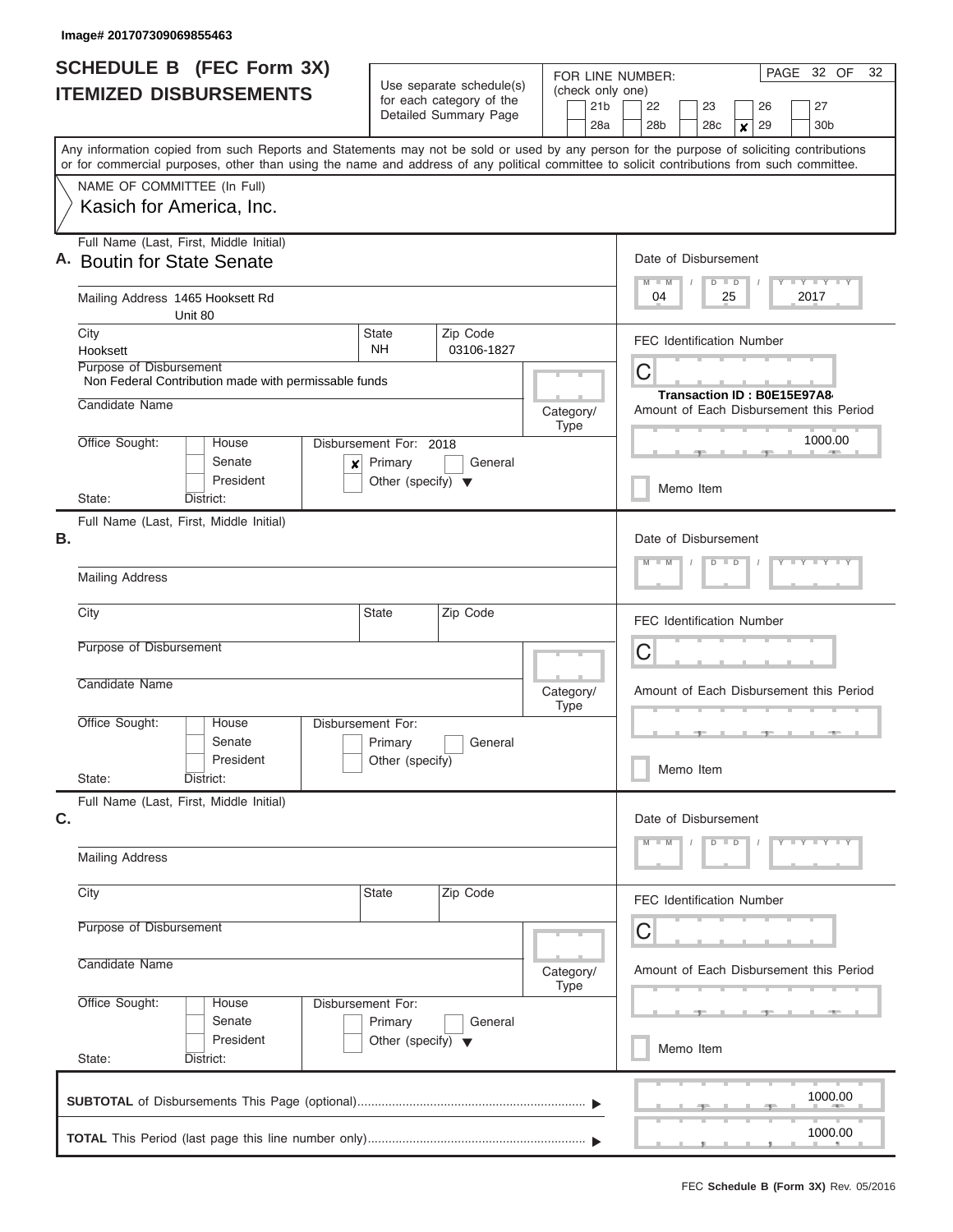Image# 201707309069855463

# SCHEDULE B (FEC Form 3X)
## ITEMIZED DISBURSEMENTS

Use separate schedule(s) for each category of the Detailed Summary Page

FOR LINE NUMBER: (check only one)

21b | 22 | 23 | 26 | 27
28a | 28b | 28c | ✘ 29 | 30b

PAGE 32 OF 32

Any information copied from such Reports and Statements may not be sold or used by any person for the purpose of soliciting contributions or for commercial purposes, other than using the name and address of any political committee to solicit contributions from such committee.

NAME OF COMMITTEE (In Full)
Kasich for America, Inc.

**A.** Full Name (Last, First, Middle Initial)
Boutin for State Senate

Mailing Address 1465 Hooksett Rd
Unit 80

City: Hooksett
State: NH
Zip Code: 03106-1827

Purpose of Disbursement
Non Federal Contribution made with permissable funds

Candidate Name

Category/Type

Office Sought: House / Senate / President
State: District:

Disbursement For: 2018
✘ Primary   General
Other (specify)

Date of Disbursement: 04 / 25 / 2017

FEC Identification Number: C

Transaction ID : B0E15E97A84

Amount of Each Disbursement this Period: 1000.00

Memo Item

**B.** Full Name (Last, First, Middle Initial)

Mailing Address

City | State | Zip Code

Purpose of Disbursement

Candidate Name

Category/Type

Office Sought: House / Senate / President
State: District:

Disbursement For: Primary / General / Other (specify)

Date of Disbursement: M M / D D / Y Y Y Y

FEC Identification Number: C

Amount of Each Disbursement this Period

Memo Item

**C.** Full Name (Last, First, Middle Initial)

Mailing Address

City | State | Zip Code

Purpose of Disbursement

Candidate Name

Category/Type

Office Sought: House / Senate / President
State: District:

Disbursement For: Primary / General / Other (specify)

Date of Disbursement: M M / D D / Y Y Y Y

FEC Identification Number: C

Amount of Each Disbursement this Period

Memo Item

**SUBTOTAL** of Disbursements This Page (optional) ........ 1000.00

**TOTAL** This Period (last page this line number only) ........ 1000.00

FEC **Schedule B (Form 3X)** Rev. 05/2016